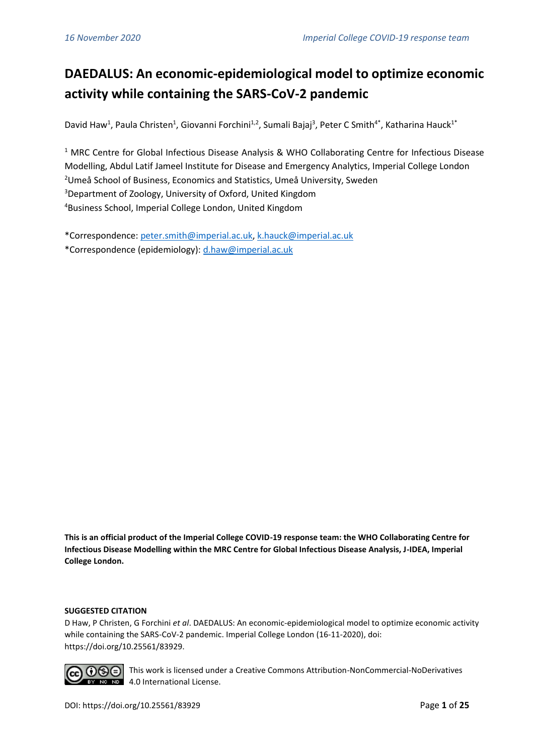# DAEDALUS: An economic-epidemiological model to optimize economic activity while containing the SARS-CoV-2 pandemic

David Haw[1], Paula Christen[1], Giovanni Forchini[1,2], Sumali Bajaj[3], Peter C Smith[4*], Katharina Hauck[1*]

[1] MRC Centre for Global Infectious Disease Analysis & WHO Collaborating Centre for Infectious Disease Modelling, Abdul Latif Jameel Institute for Disease and Emergency Analytics, Imperial College London
[2] Umeå School of Business, Economics and Statistics, Umeå University, Sweden
[3] Department of Zoology, University of Oxford, United Kingdom
[4] Business School, Imperial College London, United Kingdom

*Correspondence: peter.smith@imperial.ac.uk, k.hauck@imperial.ac.uk
*Correspondence (epidemiology): d.haw@imperial.ac.uk

**This is an official product of the Imperial College COVID-19 response team: the WHO Collaborating Centre for Infectious Disease Modelling within the MRC Centre for Global Infectious Disease Analysis, J-IDEA, Imperial College London.**

**SUGGESTED CITATION**

D Haw, P Christen, G Forchini *et al*. DAEDALUS: An economic-epidemiological model to optimize economic activity while containing the SARS-CoV-2 pandemic. Imperial College London (16-11-2020), doi: https://doi.org/10.25561/83929.

This work is licensed under a Creative Commons Attribution-NonCommercial-NoDerivatives 4.0 International License.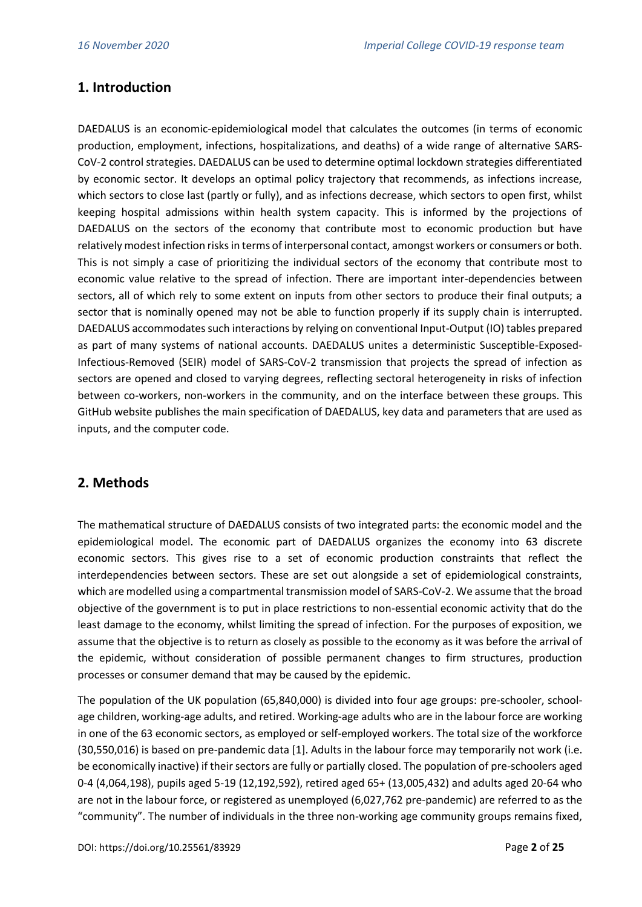## 1. Introduction

DAEDALUS is an economic-epidemiological model that calculates the outcomes (in terms of economic production, employment, infections, hospitalizations, and deaths) of a wide range of alternative SARS-CoV-2 control strategies. DAEDALUS can be used to determine optimal lockdown strategies differentiated by economic sector. It develops an optimal policy trajectory that recommends, as infections increase, which sectors to close last (partly or fully), and as infections decrease, which sectors to open first, whilst keeping hospital admissions within health system capacity. This is informed by the projections of DAEDALUS on the sectors of the economy that contribute most to economic production but have relatively modest infection risks in terms of interpersonal contact, amongst workers or consumers or both. This is not simply a case of prioritizing the individual sectors of the economy that contribute most to economic value relative to the spread of infection. There are important inter-dependencies between sectors, all of which rely to some extent on inputs from other sectors to produce their final outputs; a sector that is nominally opened may not be able to function properly if its supply chain is interrupted. DAEDALUS accommodates such interactions by relying on conventional Input-Output (IO) tables prepared as part of many systems of national accounts. DAEDALUS unites a deterministic Susceptible-Exposed-Infectious-Removed (SEIR) model of SARS-CoV-2 transmission that projects the spread of infection as sectors are opened and closed to varying degrees, reflecting sectoral heterogeneity in risks of infection between co-workers, non-workers in the community, and on the interface between these groups. This GitHub website publishes the main specification of DAEDALUS, key data and parameters that are used as inputs, and the computer code.

## 2. Methods

The mathematical structure of DAEDALUS consists of two integrated parts: the economic model and the epidemiological model. The economic part of DAEDALUS organizes the economy into 63 discrete economic sectors. This gives rise to a set of economic production constraints that reflect the interdependencies between sectors. These are set out alongside a set of epidemiological constraints, which are modelled using a compartmental transmission model of SARS-CoV-2. We assume that the broad objective of the government is to put in place restrictions to non-essential economic activity that do the least damage to the economy, whilst limiting the spread of infection. For the purposes of exposition, we assume that the objective is to return as closely as possible to the economy as it was before the arrival of the epidemic, without consideration of possible permanent changes to firm structures, production processes or consumer demand that may be caused by the epidemic.

The population of the UK population (65,840,000) is divided into four age groups: pre-schooler, school-age children, working-age adults, and retired. Working-age adults who are in the labour force are working in one of the 63 economic sectors, as employed or self-employed workers. The total size of the workforce (30,550,016) is based on pre-pandemic data [1]. Adults in the labour force may temporarily not work (i.e. be economically inactive) if their sectors are fully or partially closed. The population of pre-schoolers aged 0-4 (4,064,198), pupils aged 5-19 (12,192,592), retired aged 65+ (13,005,432) and adults aged 20-64 who are not in the labour force, or registered as unemployed (6,027,762 pre-pandemic) are referred to as the "community". The number of individuals in the three non-working age community groups remains fixed,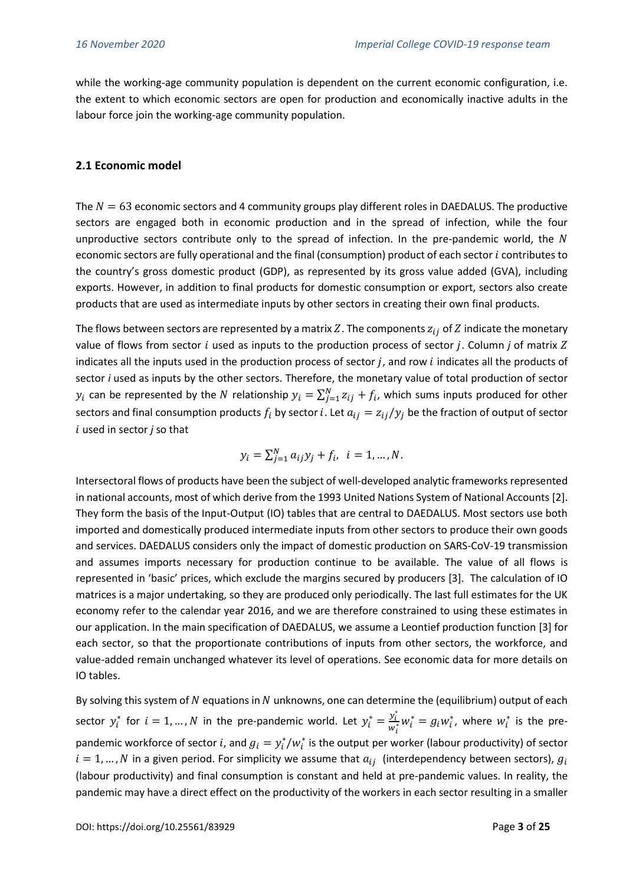while the working-age community population is dependent on the current economic configuration, i.e. the extent to which economic sectors are open for production and economically inactive adults in the labour force join the working-age community population.

## 2.1 Economic model

The $N = 63$ economic sectors and 4 community groups play different roles in DAEDALUS. The productive sectors are engaged both in economic production and in the spread of infection, while the four unproductive sectors contribute only to the spread of infection. In the pre-pandemic world, the $N$ economic sectors are fully operational and the final (consumption) product of each sector $i$ contributes to the country's gross domestic product (GDP), as represented by its gross value added (GVA), including exports. However, in addition to final products for domestic consumption or export, sectors also create products that are used as intermediate inputs by other sectors in creating their own final products.

The flows between sectors are represented by a matrix $Z$. The components $z_{ij}$ of $Z$ indicate the monetary value of flows from sector $i$ used as inputs to the production process of sector $j$. Column $j$ of matrix $Z$ indicates all the inputs used in the production process of sector $j$, and row $i$ indicates all the products of sector $i$ used as inputs by the other sectors. Therefore, the monetary value of total production of sector $y_i$ can be represented by the $N$ relationship $y_i = \sum_{j=1}^{N} z_{ij} + f_i$, which sums inputs produced for other sectors and final consumption products $f_i$ by sector $i$. Let $a_{ij} = z_{ij}/y_j$ be the fraction of output of sector $i$ used in sector $j$ so that

$$y_i = \sum_{j=1}^{N} a_{ij} y_j + f_i, \;\; i = 1, \dots, N.$$

Intersectoral flows of products have been the subject of well-developed analytic frameworks represented in national accounts, most of which derive from the 1993 United Nations System of National Accounts [2]. They form the basis of the Input-Output (IO) tables that are central to DAEDALUS. Most sectors use both imported and domestically produced intermediate inputs from other sectors to produce their own goods and services. DAEDALUS considers only the impact of domestic production on SARS-CoV-19 transmission and assumes imports necessary for production continue to be available. The value of all flows is represented in 'basic' prices, which exclude the margins secured by producers [3]. The calculation of IO matrices is a major undertaking, so they are produced only periodically. The last full estimates for the UK economy refer to the calendar year 2016, and we are therefore constrained to using these estimates in our application. In the main specification of DAEDALUS, we assume a Leontief production function [3] for each sector, so that the proportionate contributions of inputs from other sectors, the workforce, and value-added remain unchanged whatever its level of operations. See economic data for more details on IO tables.

By solving this system of $N$ equations in $N$ unknowns, one can determine the (equilibrium) output of each sector $y_i^*$ for $i = 1, \dots, N$ in the pre-pandemic world. Let $y_i^* = \frac{y_i^*}{w_i^*} w_i^* = g_i w_i^*$, where $w_i^*$ is the pre-pandemic workforce of sector $i$, and $g_i = y_i^*/w_i^*$ is the output per worker (labour productivity) of sector $i = 1, \dots, N$ in a given period. For simplicity we assume that $a_{ij}$ (interdependency between sectors), $g_i$ (labour productivity) and final consumption is constant and held at pre-pandemic values. In reality, the pandemic may have a direct effect on the productivity of the workers in each sector resulting in a smaller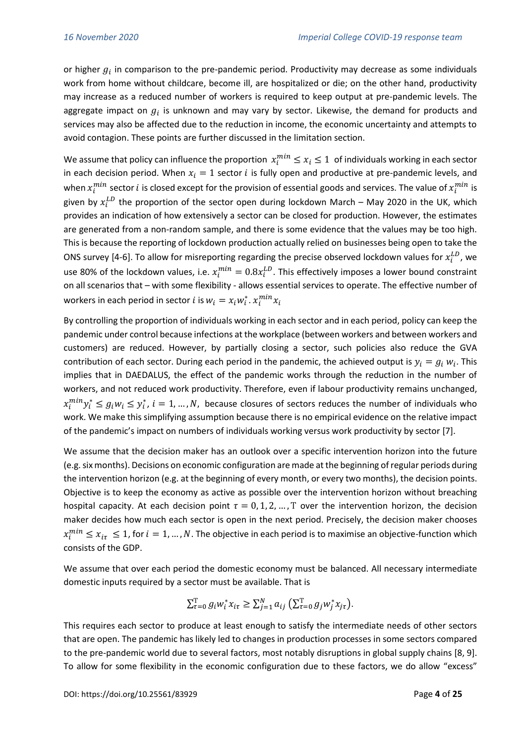or higher $g_i$ in comparison to the pre-pandemic period. Productivity may decrease as some individuals work from home without childcare, become ill, are hospitalized or die; on the other hand, productivity may increase as a reduced number of workers is required to keep output at pre-pandemic levels. The aggregate impact on $g_i$ is unknown and may vary by sector. Likewise, the demand for products and services may also be affected due to the reduction in income, the economic uncertainty and attempts to avoid contagion. These points are further discussed in the limitation section.

We assume that policy can influence the proportion $x_i^{min} \leq x_i \leq 1$ of individuals working in each sector in each decision period. When $x_i = 1$ sector $i$ is fully open and productive at pre-pandemic levels, and when $x_i^{min}$ sector $i$ is closed except for the provision of essential goods and services. The value of $x_i^{min}$ is given by $x_i^{LD}$ the proportion of the sector open during lockdown March – May 2020 in the UK, which provides an indication of how extensively a sector can be closed for production. However, the estimates are generated from a non-random sample, and there is some evidence that the values may be too high. This is because the reporting of lockdown production actually relied on businesses being open to take the ONS survey [4-6]. To allow for misreporting regarding the precise observed lockdown values for $x_i^{LD}$, we use 80% of the lockdown values, i.e. $x_i^{min} = 0.8x_i^{LD}$. This effectively imposes a lower bound constraint on all scenarios that – with some flexibility - allows essential services to operate. The effective number of workers in each period in sector $i$ is $w_i = x_i w_i^* . x_i^{min} x_i$

By controlling the proportion of individuals working in each sector and in each period, policy can keep the pandemic under control because infections at the workplace (between workers and between workers and customers) are reduced. However, by partially closing a sector, such policies also reduce the GVA contribution of each sector. During each period in the pandemic, the achieved output is $y_i = g_i\, w_i$. This implies that in DAEDALUS, the effect of the pandemic works through the reduction in the number of workers, and not reduced work productivity. Therefore, even if labour productivity remains unchanged, $x_i^{min} y_i^* \leq g_i w_i \leq y_i^*$, $i = 1, \ldots, N$, because closures of sectors reduces the number of individuals who work. We make this simplifying assumption because there is no empirical evidence on the relative impact of the pandemic's impact on numbers of individuals working versus work productivity by sector [7].

We assume that the decision maker has an outlook over a specific intervention horizon into the future (e.g. six months). Decisions on economic configuration are made at the beginning of regular periods during the intervention horizon (e.g. at the beginning of every month, or every two months), the decision points. Objective is to keep the economy as active as possible over the intervention horizon without breaching hospital capacity. At each decision point $\tau = 0, 1, 2, \ldots, \mathrm{T}$ over the intervention horizon, the decision maker decides how much each sector is open in the next period. Precisely, the decision maker chooses $x_i^{min} \leq x_{i\tau} \leq 1$, for $i = 1, \ldots, N$. The objective in each period is to maximise an objective-function which consists of the GDP.

We assume that over each period the domestic economy must be balanced. All necessary intermediate domestic inputs required by a sector must be available. That is

$$\sum_{\tau=0}^{\mathrm{T}} g_i w_i^* x_{i\tau} \geq \sum_{j=1}^{N} a_{ij} \left( \sum_{\tau=0}^{\mathrm{T}} g_j w_j^* x_{j\tau} \right).$$

This requires each sector to produce at least enough to satisfy the intermediate needs of other sectors that are open. The pandemic has likely led to changes in production processes in some sectors compared to the pre-pandemic world due to several factors, most notably disruptions in global supply chains [8, 9]. To allow for some flexibility in the economic configuration due to these factors, we do allow "excess"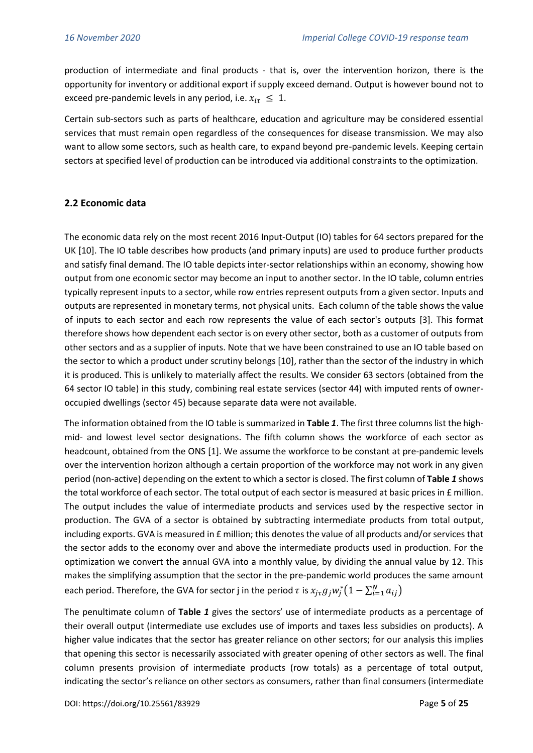production of intermediate and final products - that is, over the intervention horizon, there is the opportunity for inventory or additional export if supply exceed demand. Output is however bound not to exceed pre-pandemic levels in any period, i.e. $x_{i\tau} \leq 1$.

Certain sub-sectors such as parts of healthcare, education and agriculture may be considered essential services that must remain open regardless of the consequences for disease transmission. We may also want to allow some sectors, such as health care, to expand beyond pre-pandemic levels. Keeping certain sectors at specified level of production can be introduced via additional constraints to the optimization.

## 2.2 Economic data

The economic data rely on the most recent 2016 Input-Output (IO) tables for 64 sectors prepared for the UK [10]. The IO table describes how products (and primary inputs) are used to produce further products and satisfy final demand. The IO table depicts inter-sector relationships within an economy, showing how output from one economic sector may become an input to another sector. In the IO table, column entries typically represent inputs to a sector, while row entries represent outputs from a given sector. Inputs and outputs are represented in monetary terms, not physical units. Each column of the table shows the value of inputs to each sector and each row represents the value of each sector's outputs [3]. This format therefore shows how dependent each sector is on every other sector, both as a customer of outputs from other sectors and as a supplier of inputs. Note that we have been constrained to use an IO table based on the sector to which a product under scrutiny belongs [10], rather than the sector of the industry in which it is produced. This is unlikely to materially affect the results. We consider 63 sectors (obtained from the 64 sector IO table) in this study, combining real estate services (sector 44) with imputed rents of owner-occupied dwellings (sector 45) because separate data were not available.

The information obtained from the IO table is summarized in **Table *1***. The first three columns list the high- mid- and lowest level sector designations. The fifth column shows the workforce of each sector as headcount, obtained from the ONS [1]. We assume the workforce to be constant at pre-pandemic levels over the intervention horizon although a certain proportion of the workforce may not work in any given period (non-active) depending on the extent to which a sector is closed. The first column of **Table *1*** shows the total workforce of each sector. The total output of each sector is measured at basic prices in £ million. The output includes the value of intermediate products and services used by the respective sector in production. The GVA of a sector is obtained by subtracting intermediate products from total output, including exports. GVA is measured in £ million; this denotes the value of all products and/or services that the sector adds to the economy over and above the intermediate products used in production. For the optimization we convert the annual GVA into a monthly value, by dividing the annual value by 12. This makes the simplifying assumption that the sector in the pre-pandemic world produces the same amount each period. Therefore, the GVA for sector j in the period $\tau$ is $x_{j\tau} g_j w_j^* \left(1 - \sum_{i=1}^{N} a_{ij}\right)$

The penultimate column of **Table *1*** gives the sectors' use of intermediate products as a percentage of their overall output (intermediate use excludes use of imports and taxes less subsidies on products). A higher value indicates that the sector has greater reliance on other sectors; for our analysis this implies that opening this sector is necessarily associated with greater opening of other sectors as well. The final column presents provision of intermediate products (row totals) as a percentage of total output, indicating the sector's reliance on other sectors as consumers, rather than final consumers (intermediate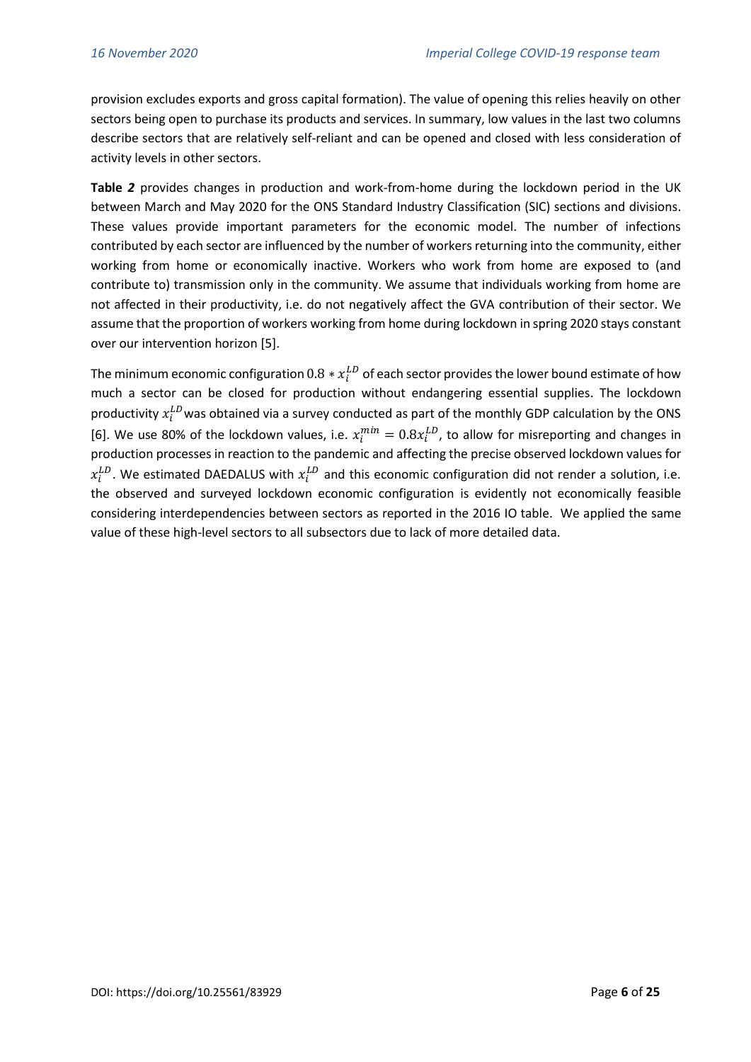provision excludes exports and gross capital formation). The value of opening this relies heavily on other sectors being open to purchase its products and services. In summary, low values in the last two columns describe sectors that are relatively self-reliant and can be opened and closed with less consideration of activity levels in other sectors.

**Table *2*** provides changes in production and work-from-home during the lockdown period in the UK between March and May 2020 for the ONS Standard Industry Classification (SIC) sections and divisions. These values provide important parameters for the economic model. The number of infections contributed by each sector are influenced by the number of workers returning into the community, either working from home or economically inactive. Workers who work from home are exposed to (and contribute to) transmission only in the community. We assume that individuals working from home are not affected in their productivity, i.e. do not negatively affect the GVA contribution of their sector. We assume that the proportion of workers working from home during lockdown in spring 2020 stays constant over our intervention horizon [5].

The minimum economic configuration $0.8 * x_i^{LD}$ of each sector provides the lower bound estimate of how much a sector can be closed for production without endangering essential supplies. The lockdown productivity $x_i^{LD}$ was obtained via a survey conducted as part of the monthly GDP calculation by the ONS [6]. We use 80% of the lockdown values, i.e. $x_i^{min} = 0.8x_i^{LD}$, to allow for misreporting and changes in production processes in reaction to the pandemic and affecting the precise observed lockdown values for $x_i^{LD}$. We estimated DAEDALUS with $x_i^{LD}$ and this economic configuration did not render a solution, i.e. the observed and surveyed lockdown economic configuration is evidently not economically feasible considering interdependencies between sectors as reported in the 2016 IO table. We applied the same value of these high-level sectors to all subsectors due to lack of more detailed data.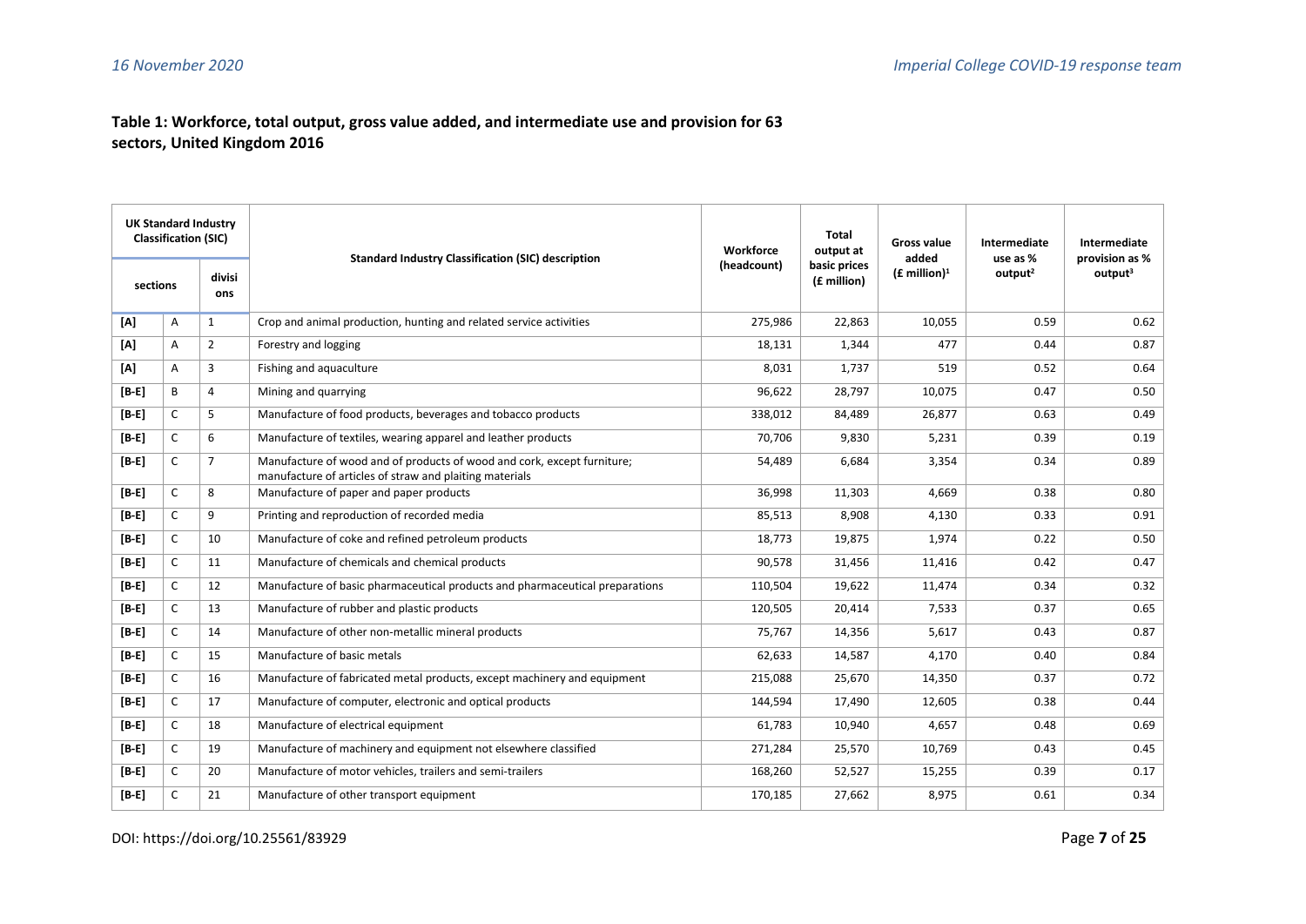### Table 1: Workforce, total output, gross value added, and intermediate use and provision for 63 sectors, United Kingdom 2016

| UK Standard Industry Classification (SIC) | | | Standard Industry Classification (SIC) description | Workforce (headcount) | Total output at basic prices (£ million) | Gross value added (£ million)[1] | Intermediate use as % output[2] | Intermediate provision as % output[3] |
|---|---|---|---|---|---|---|---|---|
| sections | | divisions | | | | | | |
| [A] | A | 1 | Crop and animal production, hunting and related service activities | 275,986 | 22,863 | 10,055 | 0.59 | 0.62 |
| [A] | A | 2 | Forestry and logging | 18,131 | 1,344 | 477 | 0.44 | 0.87 |
| [A] | A | 3 | Fishing and aquaculture | 8,031 | 1,737 | 519 | 0.52 | 0.64 |
| [B-E] | B | 4 | Mining and quarrying | 96,622 | 28,797 | 10,075 | 0.47 | 0.50 |
| [B-E] | C | 5 | Manufacture of food products, beverages and tobacco products | 338,012 | 84,489 | 26,877 | 0.63 | 0.49 |
| [B-E] | C | 6 | Manufacture of textiles, wearing apparel and leather products | 70,706 | 9,830 | 5,231 | 0.39 | 0.19 |
| [B-E] | C | 7 | Manufacture of wood and of products of wood and cork, except furniture; manufacture of articles of straw and plaiting materials | 54,489 | 6,684 | 3,354 | 0.34 | 0.89 |
| [B-E] | C | 8 | Manufacture of paper and paper products | 36,998 | 11,303 | 4,669 | 0.38 | 0.80 |
| [B-E] | C | 9 | Printing and reproduction of recorded media | 85,513 | 8,908 | 4,130 | 0.33 | 0.91 |
| [B-E] | C | 10 | Manufacture of coke and refined petroleum products | 18,773 | 19,875 | 1,974 | 0.22 | 0.50 |
| [B-E] | C | 11 | Manufacture of chemicals and chemical products | 90,578 | 31,456 | 11,416 | 0.42 | 0.47 |
| [B-E] | C | 12 | Manufacture of basic pharmaceutical products and pharmaceutical preparations | 110,504 | 19,622 | 11,474 | 0.34 | 0.32 |
| [B-E] | C | 13 | Manufacture of rubber and plastic products | 120,505 | 20,414 | 7,533 | 0.37 | 0.65 |
| [B-E] | C | 14 | Manufacture of other non-metallic mineral products | 75,767 | 14,356 | 5,617 | 0.43 | 0.87 |
| [B-E] | C | 15 | Manufacture of basic metals | 62,633 | 14,587 | 4,170 | 0.40 | 0.84 |
| [B-E] | C | 16 | Manufacture of fabricated metal products, except machinery and equipment | 215,088 | 25,670 | 14,350 | 0.37 | 0.72 |
| [B-E] | C | 17 | Manufacture of computer, electronic and optical products | 144,594 | 17,490 | 12,605 | 0.38 | 0.44 |
| [B-E] | C | 18 | Manufacture of electrical equipment | 61,783 | 10,940 | 4,657 | 0.48 | 0.69 |
| [B-E] | C | 19 | Manufacture of machinery and equipment not elsewhere classified | 271,284 | 25,570 | 10,769 | 0.43 | 0.45 |
| [B-E] | C | 20 | Manufacture of motor vehicles, trailers and semi-trailers | 168,260 | 52,527 | 15,255 | 0.39 | 0.17 |
| [B-E] | C | 21 | Manufacture of other transport equipment | 170,185 | 27,662 | 8,975 | 0.61 | 0.34 |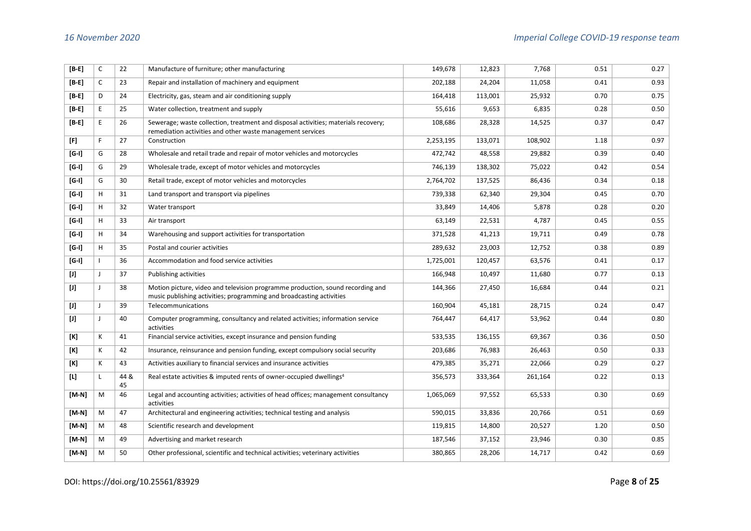| [B-E] | C | 22 | Manufacture of furniture; other manufacturing | 149,678 | 12,823 | 7,768 | 0.51 | 0.27 |
|---|---|---|---|---|---|---|---|---|
| [B-E] | C | 23 | Repair and installation of machinery and equipment | 202,188 | 24,204 | 11,058 | 0.41 | 0.93 |
| [B-E] | D | 24 | Electricity, gas, steam and air conditioning supply | 164,418 | 113,001 | 25,932 | 0.70 | 0.75 |
| [B-E] | E | 25 | Water collection, treatment and supply | 55,616 | 9,653 | 6,835 | 0.28 | 0.50 |
| [B-E] | E | 26 | Sewerage; waste collection, treatment and disposal activities; materials recovery; remediation activities and other waste management services | 108,686 | 28,328 | 14,525 | 0.37 | 0.47 |
| [F] | F | 27 | Construction | 2,253,195 | 133,071 | 108,902 | 1.18 | 0.97 |
| [G-I] | G | 28 | Wholesale and retail trade and repair of motor vehicles and motorcycles | 472,742 | 48,558 | 29,882 | 0.39 | 0.40 |
| [G-I] | G | 29 | Wholesale trade, except of motor vehicles and motorcycles | 746,139 | 138,302 | 75,022 | 0.42 | 0.54 |
| [G-I] | G | 30 | Retail trade, except of motor vehicles and motorcycles | 2,764,702 | 137,525 | 86,436 | 0.34 | 0.18 |
| [G-I] | H | 31 | Land transport and transport via pipelines | 739,338 | 62,340 | 29,304 | 0.45 | 0.70 |
| [G-I] | H | 32 | Water transport | 33,849 | 14,406 | 5,878 | 0.28 | 0.20 |
| [G-I] | H | 33 | Air transport | 63,149 | 22,531 | 4,787 | 0.45 | 0.55 |
| [G-I] | H | 34 | Warehousing and support activities for transportation | 371,528 | 41,213 | 19,711 | 0.49 | 0.78 |
| [G-I] | H | 35 | Postal and courier activities | 289,632 | 23,003 | 12,752 | 0.38 | 0.89 |
| [G-I] | I | 36 | Accommodation and food service activities | 1,725,001 | 120,457 | 63,576 | 0.41 | 0.17 |
| [J] | J | 37 | Publishing activities | 166,948 | 10,497 | 11,680 | 0.77 | 0.13 |
| [J] | J | 38 | Motion picture, video and television programme production, sound recording and music publishing activities; programming and broadcasting activities | 144,366 | 27,450 | 16,684 | 0.44 | 0.21 |
| [J] | J | 39 | Telecommunications | 160,904 | 45,181 | 28,715 | 0.24 | 0.47 |
| [J] | J | 40 | Computer programming, consultancy and related activities; information service activities | 764,447 | 64,417 | 53,962 | 0.44 | 0.80 |
| [K] | K | 41 | Financial service activities, except insurance and pension funding | 533,535 | 136,155 | 69,367 | 0.36 | 0.50 |
| [K] | K | 42 | Insurance, reinsurance and pension funding, except compulsory social security | 203,686 | 76,983 | 26,463 | 0.50 | 0.33 |
| [K] | K | 43 | Activities auxiliary to financial services and insurance activities | 479,385 | 35,271 | 22,066 | 0.29 | 0.27 |
| [L] | L | 44 & 45 | Real estate activities & imputed rents of owner-occupied dwellings[4] | 356,573 | 333,364 | 261,164 | 0.22 | 0.13 |
| [M-N] | M | 46 | Legal and accounting activities; activities of head offices; management consultancy activities | 1,065,069 | 97,552 | 65,533 | 0.30 | 0.69 |
| [M-N] | M | 47 | Architectural and engineering activities; technical testing and analysis | 590,015 | 33,836 | 20,766 | 0.51 | 0.69 |
| [M-N] | M | 48 | Scientific research and development | 119,815 | 14,800 | 20,527 | 1.20 | 0.50 |
| [M-N] | M | 49 | Advertising and market research | 187,546 | 37,152 | 23,946 | 0.30 | 0.85 |
| [M-N] | M | 50 | Other professional, scientific and technical activities; veterinary activities | 380,865 | 28,206 | 14,717 | 0.42 | 0.69 |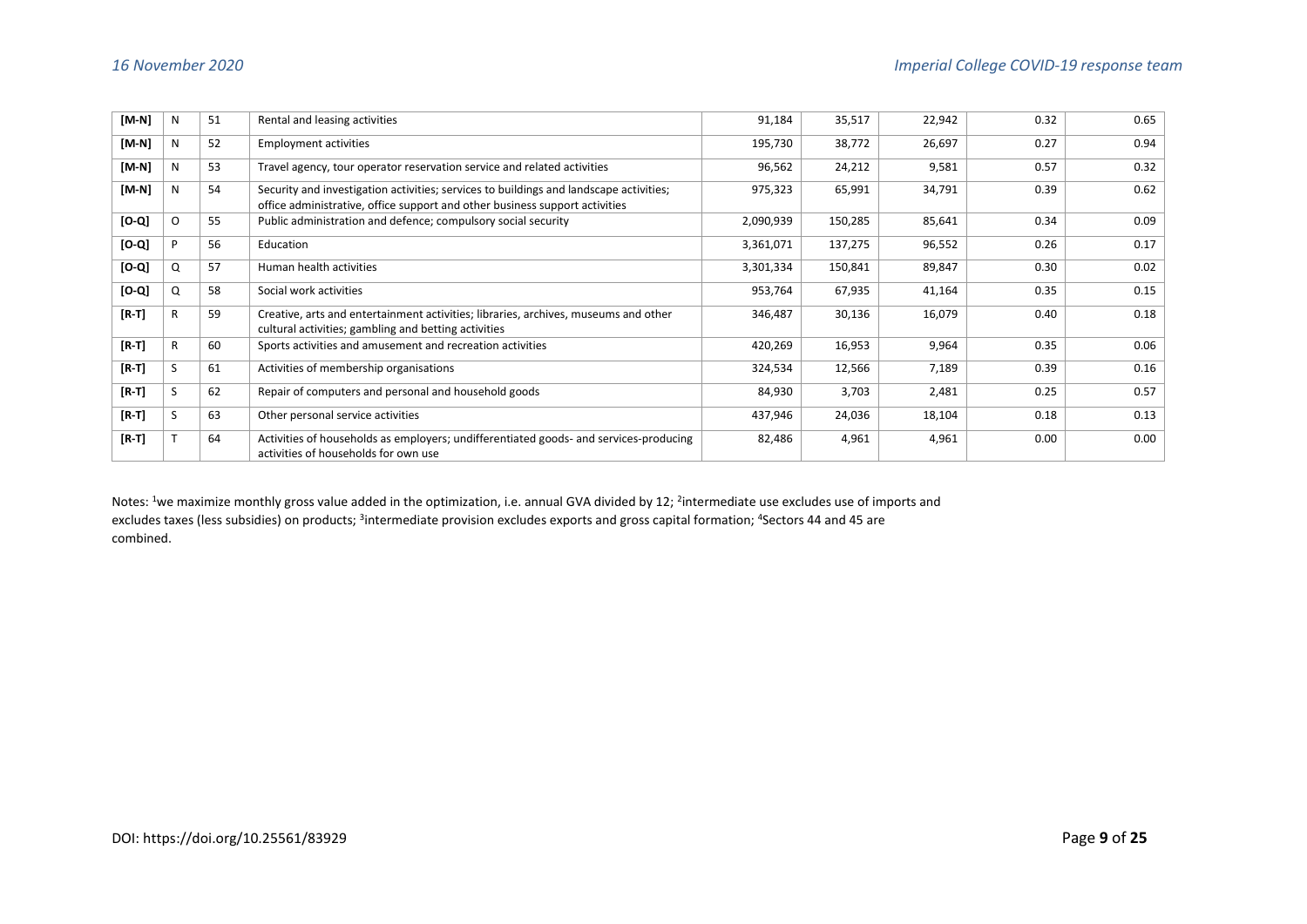| | | | | | | | | |
|---|---|---|---|---|---|---|---|---|
| [M-N] | N | 51 | Rental and leasing activities | 91,184 | 35,517 | 22,942 | 0.32 | 0.65 |
| [M-N] | N | 52 | Employment activities | 195,730 | 38,772 | 26,697 | 0.27 | 0.94 |
| [M-N] | N | 53 | Travel agency, tour operator reservation service and related activities | 96,562 | 24,212 | 9,581 | 0.57 | 0.32 |
| [M-N] | N | 54 | Security and investigation activities; services to buildings and landscape activities; office administrative, office support and other business support activities | 975,323 | 65,991 | 34,791 | 0.39 | 0.62 |
| [O-Q] | O | 55 | Public administration and defence; compulsory social security | 2,090,939 | 150,285 | 85,641 | 0.34 | 0.09 |
| [O-Q] | P | 56 | Education | 3,361,071 | 137,275 | 96,552 | 0.26 | 0.17 |
| [O-Q] | Q | 57 | Human health activities | 3,301,334 | 150,841 | 89,847 | 0.30 | 0.02 |
| [O-Q] | Q | 58 | Social work activities | 953,764 | 67,935 | 41,164 | 0.35 | 0.15 |
| [R-T] | R | 59 | Creative, arts and entertainment activities; libraries, archives, museums and other cultural activities; gambling and betting activities | 346,487 | 30,136 | 16,079 | 0.40 | 0.18 |
| [R-T] | R | 60 | Sports activities and amusement and recreation activities | 420,269 | 16,953 | 9,964 | 0.35 | 0.06 |
| [R-T] | S | 61 | Activities of membership organisations | 324,534 | 12,566 | 7,189 | 0.39 | 0.16 |
| [R-T] | S | 62 | Repair of computers and personal and household goods | 84,930 | 3,703 | 2,481 | 0.25 | 0.57 |
| [R-T] | S | 63 | Other personal service activities | 437,946 | 24,036 | 18,104 | 0.18 | 0.13 |
| [R-T] | T | 64 | Activities of households as employers; undifferentiated goods- and services-producing activities of households for own use | 82,486 | 4,961 | 4,961 | 0.00 | 0.00 |

Notes: [1]we maximize monthly gross value added in the optimization, i.e. annual GVA divided by 12; [2]intermediate use excludes use of imports and excludes taxes (less subsidies) on products; [3]intermediate provision excludes exports and gross capital formation; [4]Sectors 44 and 45 are combined.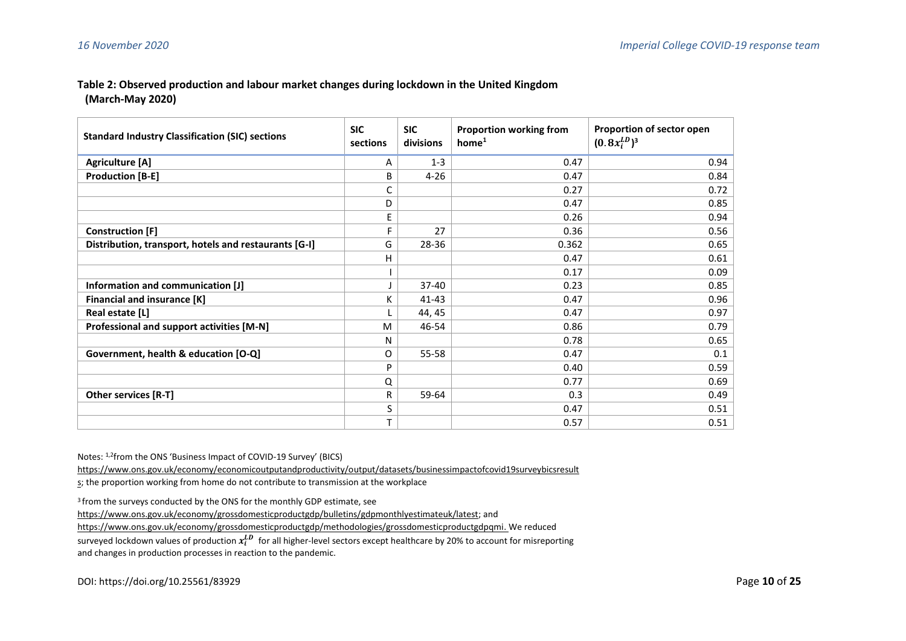**Table 2: Observed production and labour market changes during lockdown in the United Kingdom (March-May 2020)**

| Standard Industry Classification (SIC) sections | SIC sections | SIC divisions | Proportion working from home[1] | Proportion of sector open $(0.8x_i^{LD})$[3] |
|---|---|---|---|---|
| **Agriculture [A]** | A | 1-3 | 0.47 | 0.94 |
| **Production [B-E]** | B | 4-26 | 0.47 | 0.84 |
| | C | | 0.27 | 0.72 |
| | D | | 0.47 | 0.85 |
| | E | | 0.26 | 0.94 |
| **Construction [F]** | F | 27 | 0.36 | 0.56 |
| **Distribution, transport, hotels and restaurants [G-I]** | G | 28-36 | 0.362 | 0.65 |
| | H | | 0.47 | 0.61 |
| | I | | 0.17 | 0.09 |
| **Information and communication [J]** | J | 37-40 | 0.23 | 0.85 |
| **Financial and insurance [K]** | K | 41-43 | 0.47 | 0.96 |
| **Real estate [L]** | L | 44, 45 | 0.47 | 0.97 |
| **Professional and support activities [M-N]** | M | 46-54 | 0.86 | 0.79 |
| | N | | 0.78 | 0.65 |
| **Government, health & education [O-Q]** | O | 55-58 | 0.47 | 0.1 |
| | P | | 0.40 | 0.59 |
| | Q | | 0.77 | 0.69 |
| **Other services [R-T]** | R | 59-64 | 0.3 | 0.49 |
| | S | | 0.47 | 0.51 |
| | T | | 0.57 | 0.51 |

Notes: [1,2]from the ONS 'Business Impact of COVID-19 Survey' (BICS) https://www.ons.gov.uk/economy/economicoutputandproductivity/output/datasets/businessimpactofcovid19surveybicsresults; the proportion working from home do not contribute to transmission at the workplace

[3] from the surveys conducted by the ONS for the monthly GDP estimate, see https://www.ons.gov.uk/economy/grossdomesticproductgdp/bulletins/gdpmonthlyestimateuk/latest; and https://www.ons.gov.uk/economy/grossdomesticproductgdp/methodologies/grossdomesticproductgdpqmi. We reduced surveyed lockdown values of production $x_i^{LD}$ for all higher-level sectors except healthcare by 20% to account for misreporting and changes in production processes in reaction to the pandemic.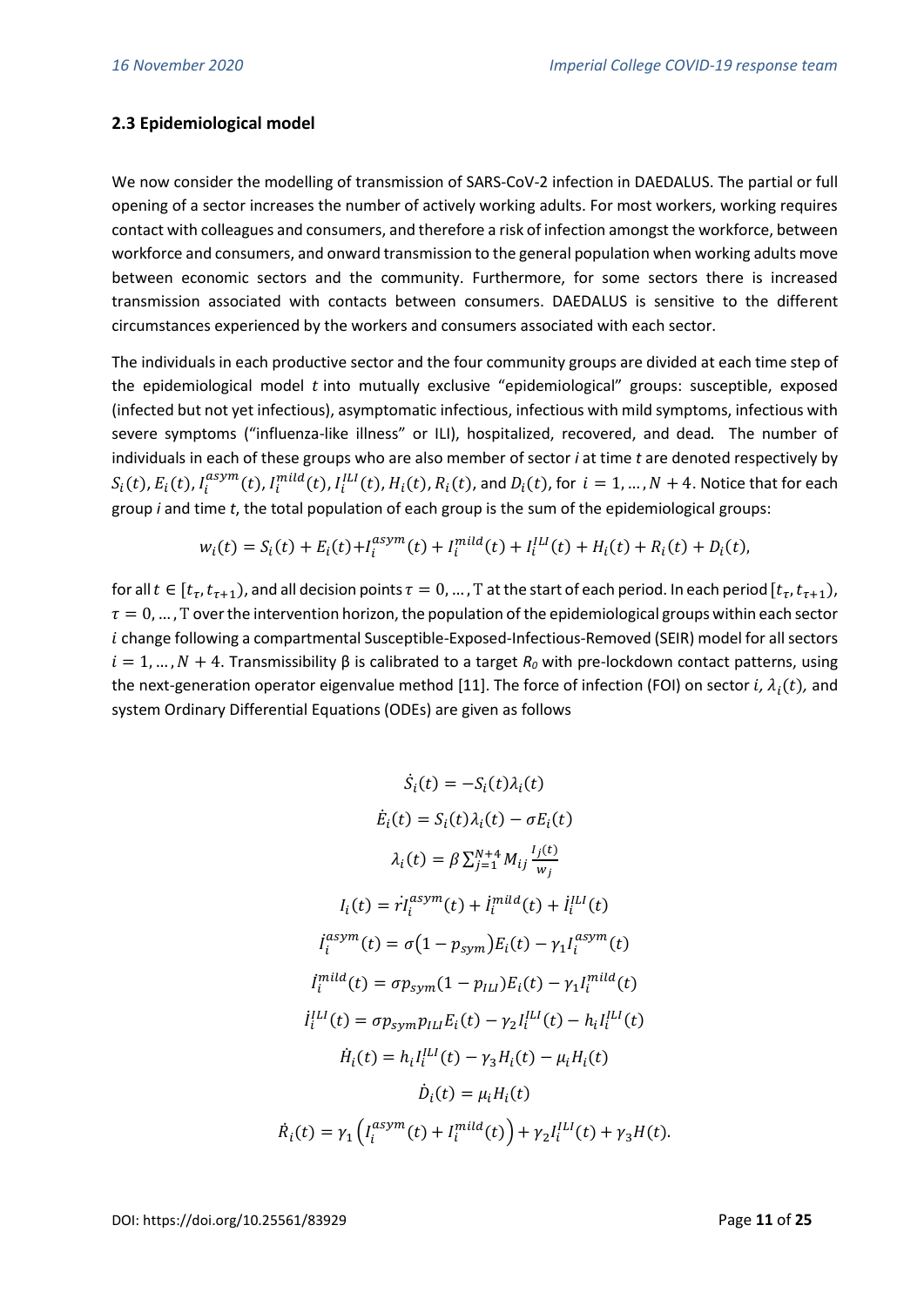## 2.3 Epidemiological model

We now consider the modelling of transmission of SARS-CoV-2 infection in DAEDALUS. The partial or full opening of a sector increases the number of actively working adults. For most workers, working requires contact with colleagues and consumers, and therefore a risk of infection amongst the workforce, between workforce and consumers, and onward transmission to the general population when working adults move between economic sectors and the community. Furthermore, for some sectors there is increased transmission associated with contacts between consumers. DAEDALUS is sensitive to the different circumstances experienced by the workers and consumers associated with each sector.

The individuals in each productive sector and the four community groups are divided at each time step of the epidemiological model $t$ into mutually exclusive "epidemiological" groups: susceptible, exposed (infected but not yet infectious), asymptomatic infectious, infectious with mild symptoms, infectious with severe symptoms ("influenza-like illness" or ILI), hospitalized, recovered, and dead. The number of individuals in each of these groups who are also member of sector $i$ at time $t$ are denoted respectively by $S_i(t), E_i(t), I_i^{asym}(t), I_i^{mild}(t), I_i^{ILI}(t), H_i(t), R_i(t)$, and $D_i(t)$, for $i = 1, \ldots, N+4$. Notice that for each group $i$ and time $t$, the total population of each group is the sum of the epidemiological groups:

$$w_i(t) = S_i(t) + E_i(t) + I_i^{asym}(t) + I_i^{mild}(t) + I_i^{ILI}(t) + H_i(t) + R_i(t) + D_i(t),$$

for all $t \in [t_\tau, t_{\tau+1})$, and all decision points $\tau = 0, \ldots, \mathrm{T}$ at the start of each period. In each period $[t_\tau, t_{\tau+1})$, $\tau = 0, \ldots, \mathrm{T}$ over the intervention horizon, the population of the epidemiological groups within each sector $i$ change following a compartmental Susceptible-Exposed-Infectious-Removed (SEIR) model for all sectors $i = 1, \ldots, N+4$. Transmissibility β is calibrated to a target $R_0$ with pre-lockdown contact patterns, using the next-generation operator eigenvalue method [11]. The force of infection (FOI) on sector $i$, $\lambda_i(t)$, and system Ordinary Differential Equations (ODEs) are given as follows

$$\dot{S}_i(t) = -S_i(t)\lambda_i(t)$$

$$\dot{E}_i(t) = S_i(t)\lambda_i(t) - \sigma E_i(t)$$

$$\lambda_i(t) = \beta \sum_{j=1}^{N+4} M_{ij} \frac{I_j(t)}{w_j}$$

$$I_i(t) = r\dot{I}_i^{asym}(t) + \dot{I}_i^{mild}(t) + \dot{I}_i^{ILI}(t)$$

$$\dot{I}_i^{asym}(t) = \sigma(1 - p_{sym})E_i(t) - \gamma_1 I_i^{asym}(t)$$

$$\dot{I}_i^{mild}(t) = \sigma p_{sym}(1 - p_{ILI})E_i(t) - \gamma_1 I_i^{mild}(t)$$

$$\dot{I}_i^{ILI}(t) = \sigma p_{sym} p_{ILI} E_i(t) - \gamma_2 I_i^{ILI}(t) - h_i I_i^{ILI}(t)$$

$$\dot{H}_i(t) = h_i I_i^{ILI}(t) - \gamma_3 H_i(t) - \mu_i H_i(t)$$

$$\dot{D}_i(t) = \mu_i H_i(t)$$

$$\dot{R}_i(t) = \gamma_1 \left( I_i^{asym}(t) + I_i^{mild}(t) \right) + \gamma_2 I_i^{ILI}(t) + \gamma_3 H(t).$$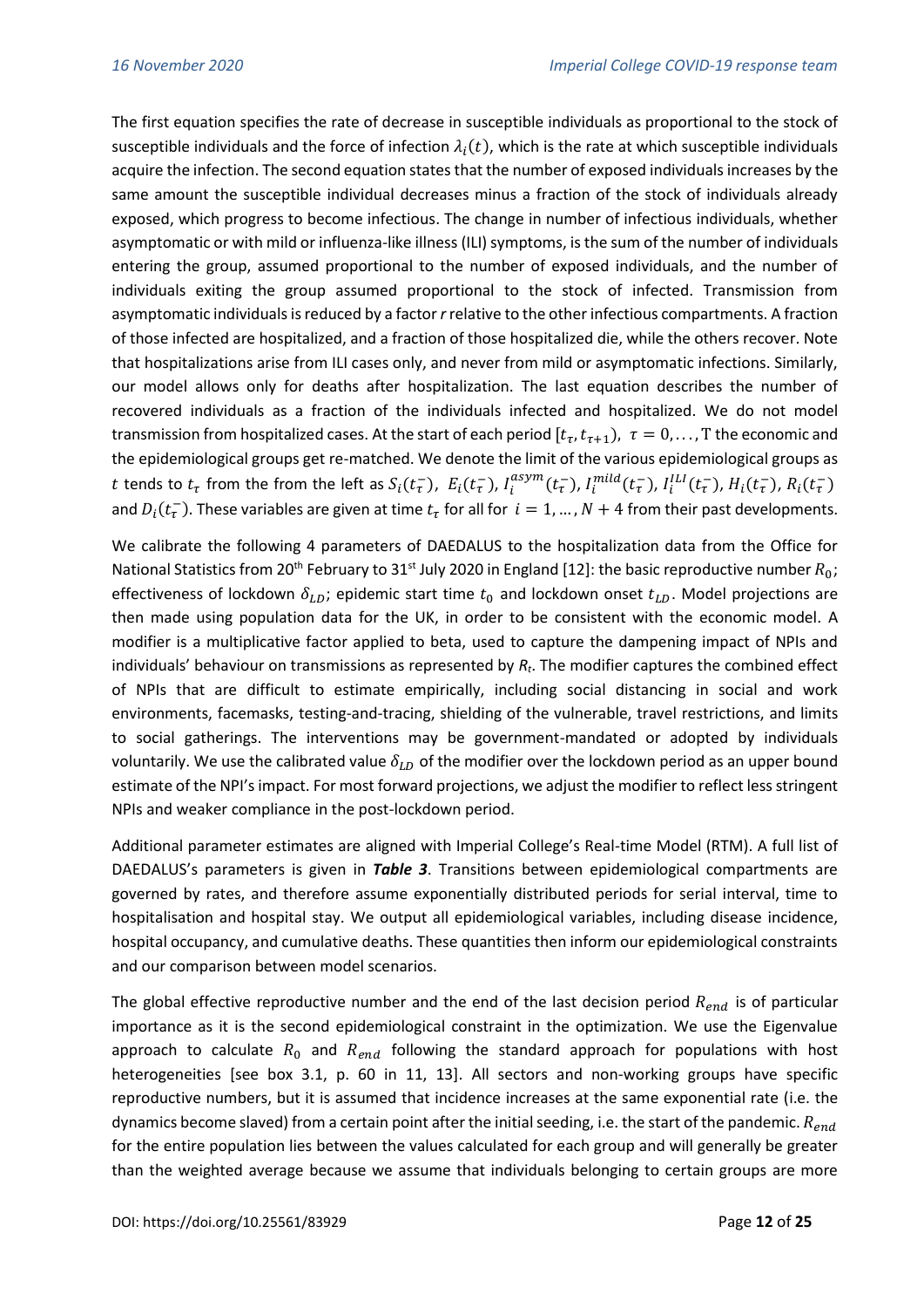The first equation specifies the rate of decrease in susceptible individuals as proportional to the stock of susceptible individuals and the force of infection $\lambda_i(t)$, which is the rate at which susceptible individuals acquire the infection. The second equation states that the number of exposed individuals increases by the same amount the susceptible individual decreases minus a fraction of the stock of individuals already exposed, which progress to become infectious. The change in number of infectious individuals, whether asymptomatic or with mild or influenza-like illness (ILI) symptoms, is the sum of the number of individuals entering the group, assumed proportional to the number of exposed individuals, and the number of individuals exiting the group assumed proportional to the stock of infected. Transmission from asymptomatic individuals is reduced by a factor *r* relative to the other infectious compartments. A fraction of those infected are hospitalized, and a fraction of those hospitalized die, while the others recover. Note that hospitalizations arise from ILI cases only, and never from mild or asymptomatic infections. Similarly, our model allows only for deaths after hospitalization. The last equation describes the number of recovered individuals as a fraction of the individuals infected and hospitalized. We do not model transmission from hospitalized cases. At the start of each period $[t_\tau, t_{\tau+1})$, $\tau = 0, \ldots, \mathrm{T}$ the economic and the epidemiological groups get re-matched. We denote the limit of the various epidemiological groups as $t$ tends to $t_\tau$ from the from the left as $S_i(t_\tau^-)$, $E_i(t_\tau^-)$, $I_i^{asym}(t_\tau^-)$, $I_i^{mild}(t_\tau^-)$, $I_i^{ILI}(t_\tau^-)$, $H_i(t_\tau^-)$, $R_i(t_\tau^-)$ and $D_i(t_\tau^-)$. These variables are given at time $t_\tau$ for all for $i = 1, \ldots, N+4$ from their past developments.

We calibrate the following 4 parameters of DAEDALUS to the hospitalization data from the Office for National Statistics from 20th February to 31st July 2020 in England [12]: the basic reproductive number $R_0$; effectiveness of lockdown $\delta_{LD}$; epidemic start time $t_0$ and lockdown onset $t_{LD}$. Model projections are then made using population data for the UK, in order to be consistent with the economic model. A modifier is a multiplicative factor applied to beta, used to capture the dampening impact of NPIs and individuals' behaviour on transmissions as represented by $R_t$. The modifier captures the combined effect of NPIs that are difficult to estimate empirically, including social distancing in social and work environments, facemasks, testing-and-tracing, shielding of the vulnerable, travel restrictions, and limits to social gatherings. The interventions may be government-mandated or adopted by individuals voluntarily. We use the calibrated value $\delta_{LD}$ of the modifier over the lockdown period as an upper bound estimate of the NPI's impact. For most forward projections, we adjust the modifier to reflect less stringent NPIs and weaker compliance in the post-lockdown period.

Additional parameter estimates are aligned with Imperial College's Real-time Model (RTM). A full list of DAEDALUS's parameters is given in ***Table 3***. Transitions between epidemiological compartments are governed by rates, and therefore assume exponentially distributed periods for serial interval, time to hospitalisation and hospital stay. We output all epidemiological variables, including disease incidence, hospital occupancy, and cumulative deaths. These quantities then inform our epidemiological constraints and our comparison between model scenarios.

The global effective reproductive number and the end of the last decision period $R_{end}$ is of particular importance as it is the second epidemiological constraint in the optimization. We use the Eigenvalue approach to calculate $R_0$ and $R_{end}$ following the standard approach for populations with host heterogeneities [see box 3.1, p. 60 in 11, 13]. All sectors and non-working groups have specific reproductive numbers, but it is assumed that incidence increases at the same exponential rate (i.e. the dynamics become slaved) from a certain point after the initial seeding, i.e. the start of the pandemic. $R_{end}$ for the entire population lies between the values calculated for each group and will generally be greater than the weighted average because we assume that individuals belonging to certain groups are more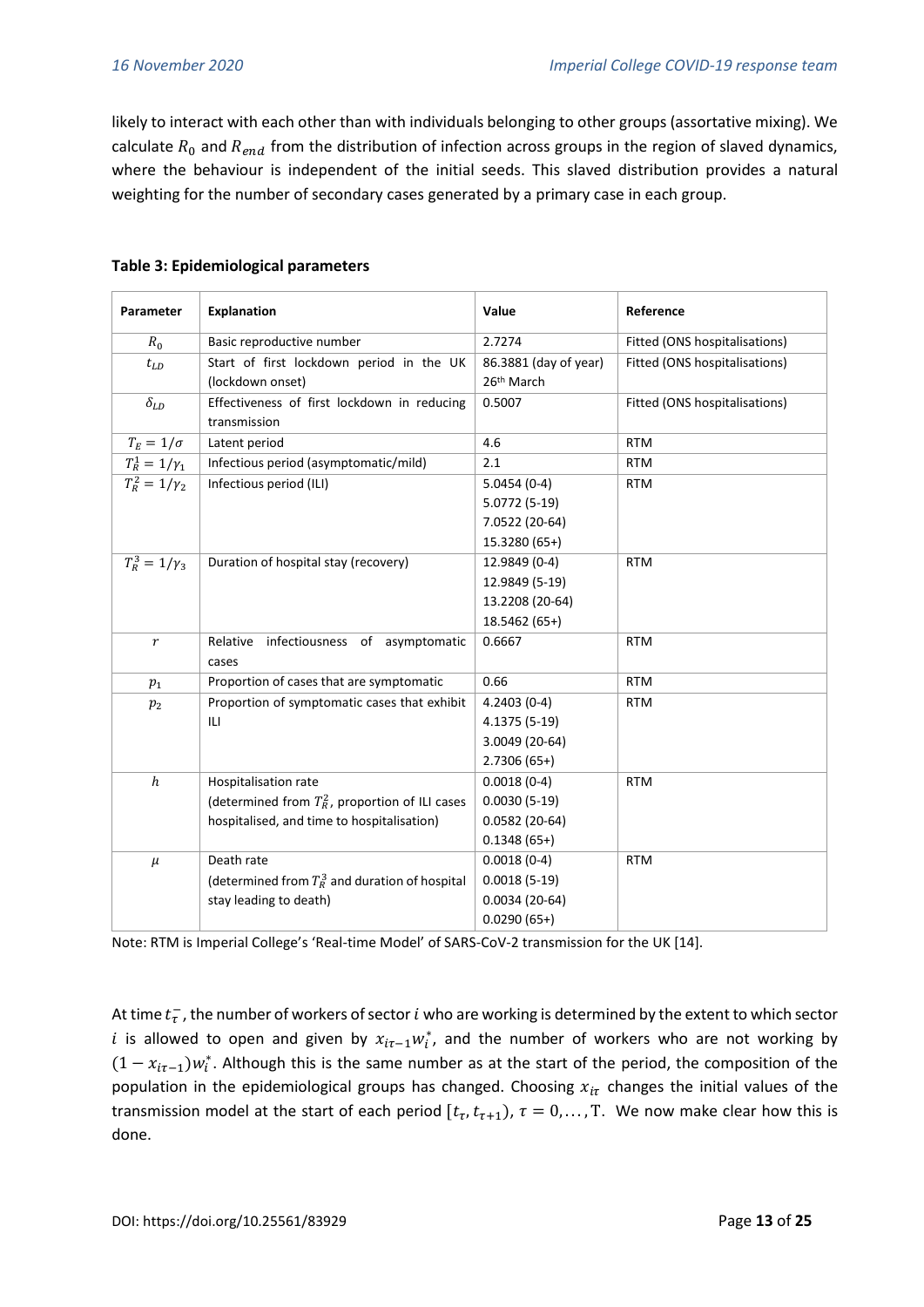likely to interact with each other than with individuals belonging to other groups (assortative mixing). We calculate $R_0$ and $R_{end}$ from the distribution of infection across groups in the region of slaved dynamics, where the behaviour is independent of the initial seeds. This slaved distribution provides a natural weighting for the number of secondary cases generated by a primary case in each group.

**Table 3: Epidemiological parameters**

| Parameter | Explanation | Value | Reference |
|---|---|---|---|
| $R_0$ | Basic reproductive number | 2.7274 | Fitted (ONS hospitalisations) |
| $t_{LD}$ | Start of first lockdown period in the UK (lockdown onset) | 86.3881 (day of year) 26th March | Fitted (ONS hospitalisations) |
| $\delta_{LD}$ | Effectiveness of first lockdown in reducing transmission | 0.5007 | Fitted (ONS hospitalisations) |
| $T_E = 1/\sigma$ | Latent period | 4.6 | RTM |
| $T_R^1 = 1/\gamma_1$ | Infectious period (asymptomatic/mild) | 2.1 | RTM |
| $T_R^2 = 1/\gamma_2$ | Infectious period (ILI) | 5.0454 (0-4)<br>5.0772 (5-19)<br>7.0522 (20-64)<br>15.3280 (65+) | RTM |
| $T_R^3 = 1/\gamma_3$ | Duration of hospital stay (recovery) | 12.9849 (0-4)<br>12.9849 (5-19)<br>13.2208 (20-64)<br>18.5462 (65+) | RTM |
| $r$ | Relative infectiousness of asymptomatic cases | 0.6667 | RTM |
| $p_1$ | Proportion of cases that are symptomatic | 0.66 | RTM |
| $p_2$ | Proportion of symptomatic cases that exhibit ILI | 4.2403 (0-4)<br>4.1375 (5-19)<br>3.0049 (20-64)<br>2.7306 (65+) | RTM |
| $h$ | Hospitalisation rate (determined from $T_R^2$, proportion of ILI cases hospitalised, and time to hospitalisation) | 0.0018 (0-4)<br>0.0030 (5-19)<br>0.0582 (20-64)<br>0.1348 (65+) | RTM |
| $\mu$ | Death rate (determined from $T_R^3$ and duration of hospital stay leading to death) | 0.0018 (0-4)<br>0.0018 (5-19)<br>0.0034 (20-64)<br>0.0290 (65+) | RTM |

Note: RTM is Imperial College's 'Real-time Model' of SARS-CoV-2 transmission for the UK [14].

At time $t_\tau^-$, the number of workers of sector $i$ who are working is determined by the extent to which sector $i$ is allowed to open and given by $x_{i\tau-1}w_i^*$, and the number of workers who are not working by $(1 - x_{i\tau-1})w_i^*$. Although this is the same number as at the start of the period, the composition of the population in the epidemiological groups has changed. Choosing $x_{i\tau}$ changes the initial values of the transmission model at the start of each period $[t_\tau, t_{\tau+1})$, $\tau = 0, \ldots, \mathrm{T}$. We now make clear how this is done.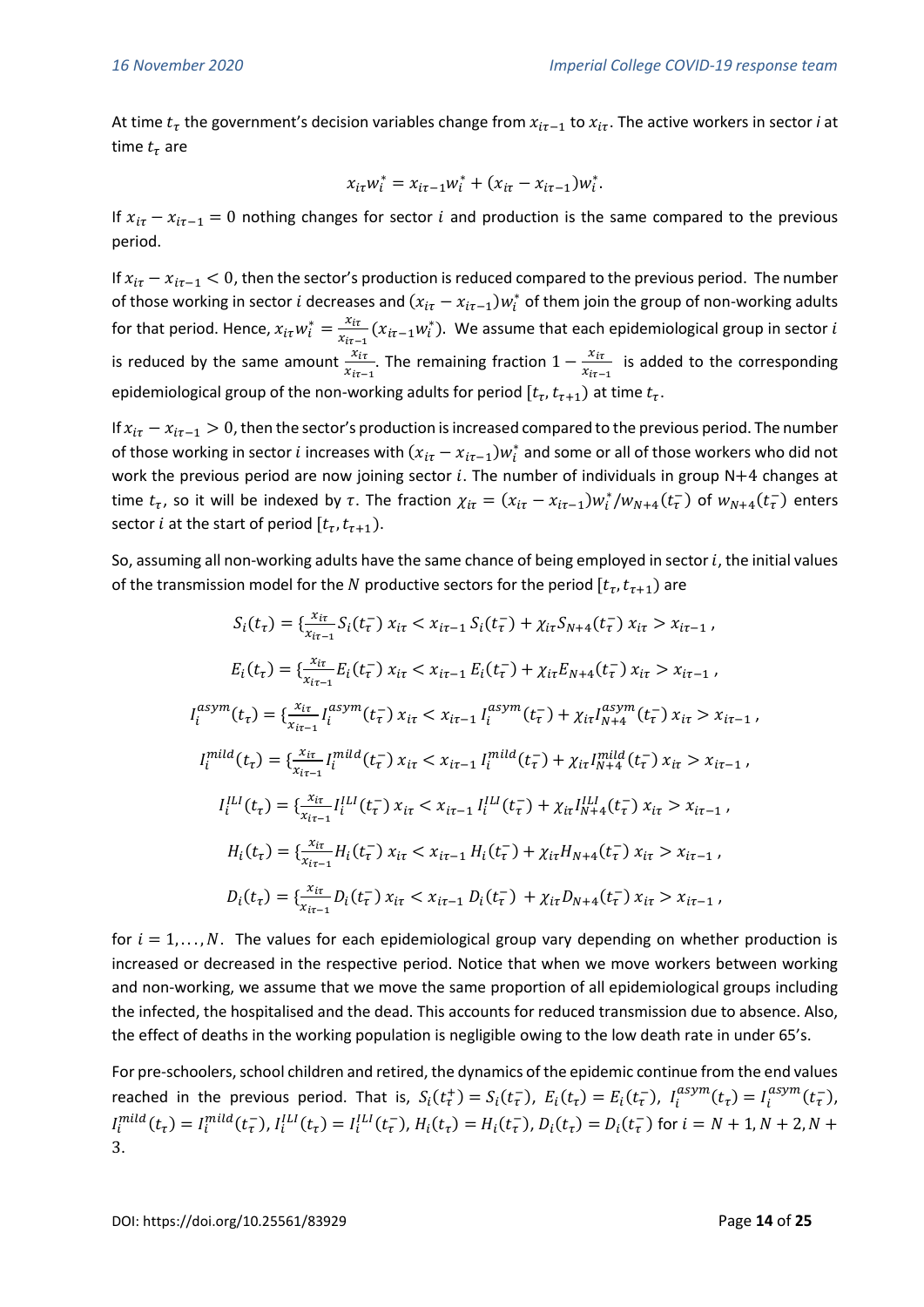At time $t_\tau$ the government's decision variables change from $x_{i\tau-1}$ to $x_{i\tau}$. The active workers in sector *i* at time $t_\tau$ are

$$x_{i\tau} w_i^* = x_{i\tau-1} w_i^* + (x_{i\tau} - x_{i\tau-1}) w_i^*.$$

If $x_{i\tau} - x_{i\tau-1} = 0$ nothing changes for sector $i$ and production is the same compared to the previous period.

If $x_{i\tau} - x_{i\tau-1} < 0$, then the sector's production is reduced compared to the previous period. The number of those working in sector $i$ decreases and $(x_{i\tau} - x_{i\tau-1}) w_i^*$ of them join the group of non-working adults for that period. Hence, $x_{i\tau} w_i^* = \frac{x_{i\tau}}{x_{i\tau-1}} (x_{i\tau-1} w_i^*)$. We assume that each epidemiological group in sector $i$ is reduced by the same amount $\frac{x_{i\tau}}{x_{i\tau-1}}$. The remaining fraction $1 - \frac{x_{i\tau}}{x_{i\tau-1}}$ is added to the corresponding epidemiological group of the non-working adults for period $[t_\tau, t_{\tau+1})$ at time $t_\tau$.

If $x_{i\tau} - x_{i\tau-1} > 0$, then the sector's production is increased compared to the previous period. The number of those working in sector $i$ increases with $(x_{i\tau} - x_{i\tau-1}) w_i^*$ and some or all of those workers who did not work the previous period are now joining sector $i$. The number of individuals in group N+4 changes at time $t_\tau$, so it will be indexed by $\tau$. The fraction $\chi_{i\tau} = (x_{i\tau} - x_{i\tau-1}) w_i^* / w_{N+4}(t_\tau^-)$ of $w_{N+4}(t_\tau^-)$ enters sector $i$ at the start of period $[t_\tau, t_{\tau+1})$.

So, assuming all non-working adults have the same chance of being employed in sector $i$, the initial values of the transmission model for the $N$ productive sectors for the period $[t_\tau, t_{\tau+1})$ are

$$S_i(t_\tau) = \{\tfrac{x_{i\tau}}{x_{i\tau-1}} S_i(t_\tau^-) \; x_{i\tau} < x_{i\tau-1} \; S_i(t_\tau^-) + \chi_{i\tau} S_{N+4}(t_\tau^-) \; x_{i\tau} > x_{i\tau-1} ,$$

$$E_i(t_\tau) = \{\tfrac{x_{i\tau}}{x_{i\tau-1}} E_i(t_\tau^-) \; x_{i\tau} < x_{i\tau-1} \; E_i(t_\tau^-) + \chi_{i\tau} E_{N+4}(t_\tau^-) \; x_{i\tau} > x_{i\tau-1} ,$$

$$I_i^{asym}(t_\tau) = \{\tfrac{x_{i\tau}}{x_{i\tau-1}} I_i^{asym}(t_\tau^-) \; x_{i\tau} < x_{i\tau-1} \; I_i^{asym}(t_\tau^-) + \chi_{i\tau} I_{N+4}^{asym}(t_\tau^-) \; x_{i\tau} > x_{i\tau-1} ,$$

$$I_i^{mild}(t_\tau) = \{\tfrac{x_{i\tau}}{x_{i\tau-1}} I_i^{mild}(t_\tau^-) \; x_{i\tau} < x_{i\tau-1} \; I_i^{mild}(t_\tau^-) + \chi_{i\tau} I_{N+4}^{mild}(t_\tau^-) \; x_{i\tau} > x_{i\tau-1} ,$$

$$I_i^{ILI}(t_\tau) = \{\tfrac{x_{i\tau}}{x_{i\tau-1}} I_i^{ILI}(t_\tau^-) \; x_{i\tau} < x_{i\tau-1} \; I_i^{ILI}(t_\tau^-) + \chi_{i\tau} I_{N+4}^{ILI}(t_\tau^-) \; x_{i\tau} > x_{i\tau-1} ,$$

$$H_i(t_\tau) = \{\tfrac{x_{i\tau}}{x_{i\tau-1}} H_i(t_\tau^-) \; x_{i\tau} < x_{i\tau-1} \; H_i(t_\tau^-) + \chi_{i\tau} H_{N+4}(t_\tau^-) \; x_{i\tau} > x_{i\tau-1} ,$$

$$D_i(t_\tau) = \{\tfrac{x_{i\tau}}{x_{i\tau-1}} D_i(t_\tau^-) \; x_{i\tau} < x_{i\tau-1} \; D_i(t_\tau^-) + \chi_{i\tau} D_{N+4}(t_\tau^-) \; x_{i\tau} > x_{i\tau-1} ,$$

for $i = 1, \ldots, N$. The values for each epidemiological group vary depending on whether production is increased or decreased in the respective period. Notice that when we move workers between working and non-working, we assume that we move the same proportion of all epidemiological groups including the infected, the hospitalised and the dead. This accounts for reduced transmission due to absence. Also, the effect of deaths in the working population is negligible owing to the low death rate in under 65's.

For pre-schoolers, school children and retired, the dynamics of the epidemic continue from the end values reached in the previous period. That is, $S_i(t_\tau^+) = S_i(t_\tau^-)$, $E_i(t_\tau) = E_i(t_\tau^-)$, $I_i^{asym}(t_\tau) = I_i^{asym}(t_\tau^-)$, $I_i^{mild}(t_\tau) = I_i^{mild}(t_\tau^-)$, $I_i^{ILI}(t_\tau) = I_i^{ILI}(t_\tau^-)$, $H_i(t_\tau) = H_i(t_\tau^-)$, $D_i(t_\tau) = D_i(t_\tau^-)$ for $i = N+1, N+2, N+3$.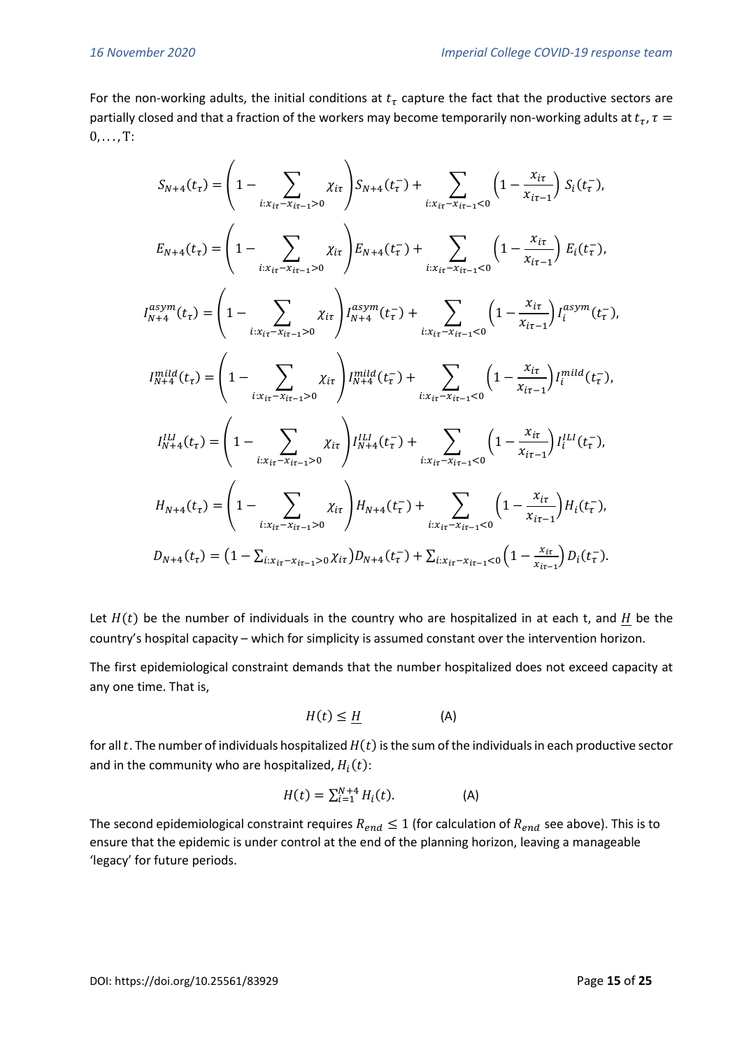For the non-working adults, the initial conditions at $t_\tau$ capture the fact that the productive sectors are partially closed and that a fraction of the workers may become temporarily non-working adults at $t_\tau$, $\tau = 0, \dots, \mathrm{T}$:

$$S_{N+4}(t_\tau) = \left(1 - \sum_{i: x_{i\tau} - x_{i\tau-1} > 0} \chi_{i\tau}\right) S_{N+4}(t_\tau^-) + \sum_{i: x_{i\tau} - x_{i\tau-1} < 0} \left(1 - \frac{x_{i\tau}}{x_{i\tau-1}}\right) S_i(t_\tau^-),$$

$$E_{N+4}(t_\tau) = \left(1 - \sum_{i: x_{i\tau} - x_{i\tau-1} > 0} \chi_{i\tau}\right) E_{N+4}(t_\tau^-) + \sum_{i: x_{i\tau} - x_{i\tau-1} < 0} \left(1 - \frac{x_{i\tau}}{x_{i\tau-1}}\right) E_i(t_\tau^-),$$

$$I_{N+4}^{asym}(t_\tau) = \left(1 - \sum_{i: x_{i\tau} - x_{i\tau-1} > 0} \chi_{i\tau}\right) I_{N+4}^{asym}(t_\tau^-) + \sum_{i: x_{i\tau} - x_{i\tau-1} < 0} \left(1 - \frac{x_{i\tau}}{x_{i\tau-1}}\right) I_i^{asym}(t_\tau^-),$$

$$I_{N+4}^{mild}(t_\tau) = \left(1 - \sum_{i: x_{i\tau} - x_{i\tau-1} > 0} \chi_{i\tau}\right) I_{N+4}^{mild}(t_\tau^-) + \sum_{i: x_{i\tau} - x_{i\tau-1} < 0} \left(1 - \frac{x_{i\tau}}{x_{i\tau-1}}\right) I_i^{mild}(t_\tau^-),$$

$$I_{N+4}^{ILI}(t_\tau) = \left(1 - \sum_{i: x_{i\tau} - x_{i\tau-1} > 0} \chi_{i\tau}\right) I_{N+4}^{ILI}(t_\tau^-) + \sum_{i: x_{i\tau} - x_{i\tau-1} < 0} \left(1 - \frac{x_{i\tau}}{x_{i\tau-1}}\right) I_i^{ILI}(t_\tau^-),$$

$$H_{N+4}(t_\tau) = \left(1 - \sum_{i: x_{i\tau} - x_{i\tau-1} > 0} \chi_{i\tau}\right) H_{N+4}(t_\tau^-) + \sum_{i: x_{i\tau} - x_{i\tau-1} < 0} \left(1 - \frac{x_{i\tau}}{x_{i\tau-1}}\right) H_i(t_\tau^-),$$

$$D_{N+4}(t_\tau) = \left(1 - \sum_{i: x_{i\tau} - x_{i\tau-1} > 0} \chi_{i\tau}\right) D_{N+4}(t_\tau^-) + \sum_{i: x_{i\tau} - x_{i\tau-1} < 0} \left(1 - \frac{x_{i\tau}}{x_{i\tau-1}}\right) D_i(t_\tau^-).$$

Let $H(t)$ be the number of individuals in the country who are hospitalized in at each t, and $\underline{H}$ be the country's hospital capacity – which for simplicity is assumed constant over the intervention horizon.

The first epidemiological constraint demands that the number hospitalized does not exceed capacity at any one time. That is,

$$H(t) \leq \underline{H} \qquad \text{(A)}$$

for all $t$. The number of individuals hospitalized $H(t)$ is the sum of the individuals in each productive sector and in the community who are hospitalized, $H_i(t)$:

$$H(t) = \sum_{i=1}^{N+4} H_i(t). \qquad \text{(A)}$$

The second epidemiological constraint requires $R_{end} \leq 1$ (for calculation of $R_{end}$ see above). This is to ensure that the epidemic is under control at the end of the planning horizon, leaving a manageable 'legacy' for future periods.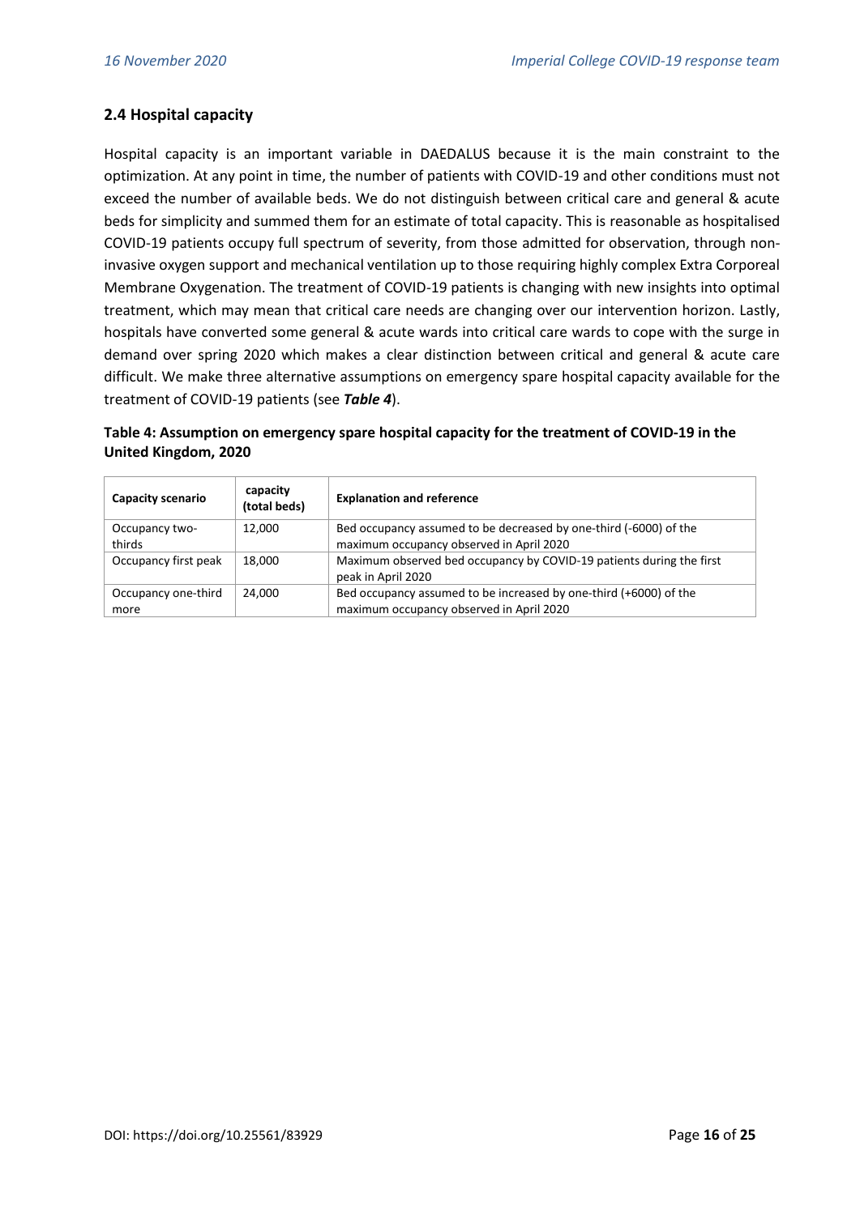## 2.4 Hospital capacity

Hospital capacity is an important variable in DAEDALUS because it is the main constraint to the optimization. At any point in time, the number of patients with COVID-19 and other conditions must not exceed the number of available beds. We do not distinguish between critical care and general & acute beds for simplicity and summed them for an estimate of total capacity. This is reasonable as hospitalised COVID-19 patients occupy full spectrum of severity, from those admitted for observation, through non-invasive oxygen support and mechanical ventilation up to those requiring highly complex Extra Corporeal Membrane Oxygenation. The treatment of COVID-19 patients is changing with new insights into optimal treatment, which may mean that critical care needs are changing over our intervention horizon. Lastly, hospitals have converted some general & acute wards into critical care wards to cope with the surge in demand over spring 2020 which makes a clear distinction between critical and general & acute care difficult. We make three alternative assumptions on emergency spare hospital capacity available for the treatment of COVID-19 patients (see ***Table 4***).

**Table 4: Assumption on emergency spare hospital capacity for the treatment of COVID-19 in the United Kingdom, 2020**

| **Capacity scenario** | **capacity (total beds)** | **Explanation and reference** |
|---|---|---|
| Occupancy two-thirds | 12,000 | Bed occupancy assumed to be decreased by one-third (-6000) of the maximum occupancy observed in April 2020 |
| Occupancy first peak | 18,000 | Maximum observed bed occupancy by COVID-19 patients during the first peak in April 2020 |
| Occupancy one-third more | 24,000 | Bed occupancy assumed to be increased by one-third (+6000) of the maximum occupancy observed in April 2020 |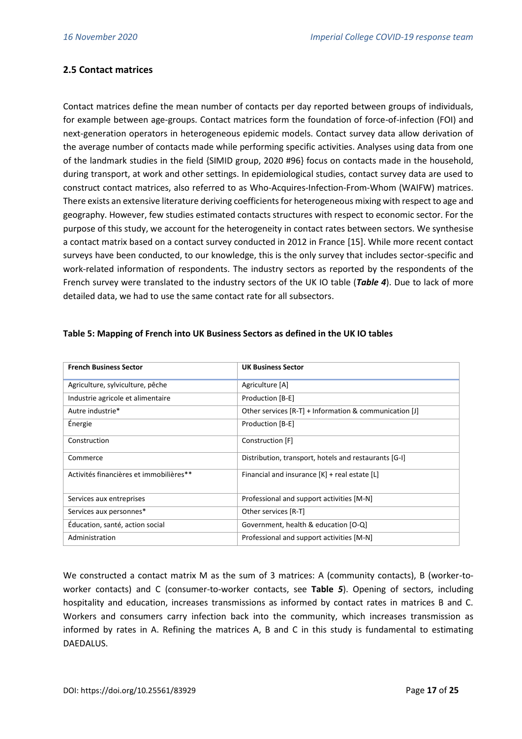## 2.5 Contact matrices

Contact matrices define the mean number of contacts per day reported between groups of individuals, for example between age-groups. Contact matrices form the foundation of force-of-infection (FOI) and next-generation operators in heterogeneous epidemic models. Contact survey data allow derivation of the average number of contacts made while performing specific activities. Analyses using data from one of the landmark studies in the field {SIMID group, 2020 #96} focus on contacts made in the household, during transport, at work and other settings. In epidemiological studies, contact survey data are used to construct contact matrices, also referred to as Who-Acquires-Infection-From-Whom (WAIFW) matrices. There exists an extensive literature deriving coefficients for heterogeneous mixing with respect to age and geography. However, few studies estimated contacts structures with respect to economic sector. For the purpose of this study, we account for the heterogeneity in contact rates between sectors. We synthesise a contact matrix based on a contact survey conducted in 2012 in France [15]. While more recent contact surveys have been conducted, to our knowledge, this is the only survey that includes sector-specific and work-related information of respondents. The industry sectors as reported by the respondents of the French survey were translated to the industry sectors of the UK IO table (***Table 4***). Due to lack of more detailed data, we had to use the same contact rate for all subsectors.

**Table 5: Mapping of French into UK Business Sectors as defined in the UK IO tables**

| French Business Sector | UK Business Sector |
| --- | --- |
| Agriculture, sylviculture, pêche | Agriculture [A] |
| Industrie agricole et alimentaire | Production [B-E] |
| Autre industrie* | Other services [R-T] + Information & communication [J] |
| Énergie | Production [B-E] |
| Construction | Construction [F] |
| Commerce | Distribution, transport, hotels and restaurants [G-I] |
| Activités financières et immobilières** | Financial and insurance [K] + real estate [L] |
| Services aux entreprises | Professional and support activities [M-N] |
| Services aux personnes* | Other services [R-T] |
| Éducation, santé, action social | Government, health & education [O-Q] |
| Administration | Professional and support activities [M-N] |

We constructed a contact matrix M as the sum of 3 matrices: A (community contacts), B (worker-to-worker contacts) and C (consumer-to-worker contacts, see **Table *5***). Opening of sectors, including hospitality and education, increases transmissions as informed by contact rates in matrices B and C. Workers and consumers carry infection back into the community, which increases transmission as informed by rates in A. Refining the matrices A, B and C in this study is fundamental to estimating DAEDALUS.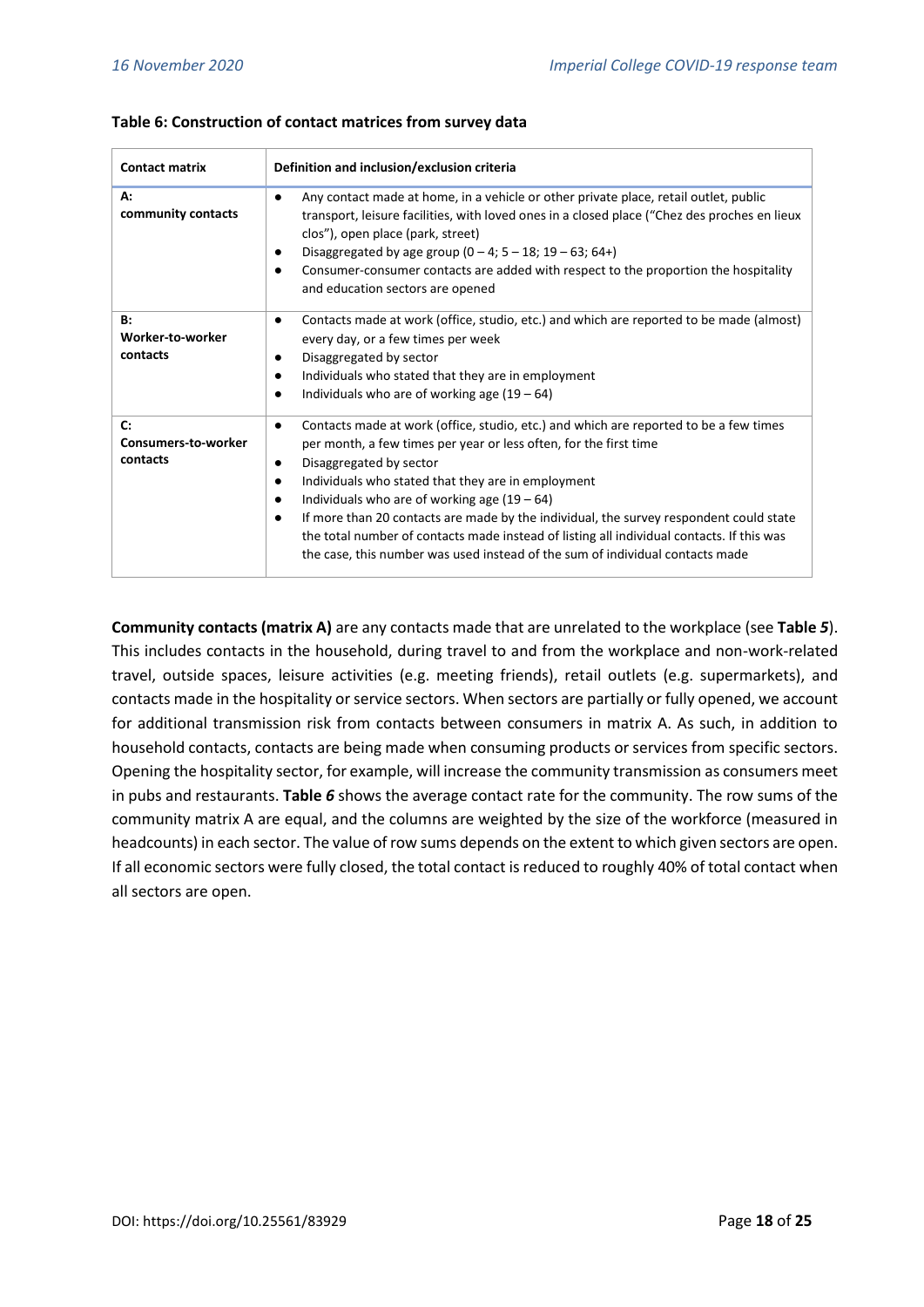**Table 6: Construction of contact matrices from survey data**

| Contact matrix | Definition and inclusion/exclusion criteria |
| --- | --- |
| **A:** **community contacts** | • Any contact made at home, in a vehicle or other private place, retail outlet, public transport, leisure facilities, with loved ones in a closed place ("Chez des proches en lieux clos"), open place (park, street) <br> • Disaggregated by age group (0 – 4; 5 – 18; 19 – 63; 64+) <br> • Consumer-consumer contacts are added with respect to the proportion the hospitality and education sectors are opened |
| **B:** **Worker-to-worker contacts** | • Contacts made at work (office, studio, etc.) and which are reported to be made (almost) every day, or a few times per week <br> • Disaggregated by sector <br> • Individuals who stated that they are in employment <br> • Individuals who are of working age (19 – 64) |
| **C:** **Consumers-to-worker contacts** | • Contacts made at work (office, studio, etc.) and which are reported to be a few times per month, a few times per year or less often, for the first time <br> • Disaggregated by sector <br> • Individuals who stated that they are in employment <br> • Individuals who are of working age (19 – 64) <br> • If more than 20 contacts are made by the individual, the survey respondent could state the total number of contacts made instead of listing all individual contacts. If this was the case, this number was used instead of the sum of individual contacts made |

**Community contacts (matrix A)** are any contacts made that are unrelated to the workplace (see **Table *5***). This includes contacts in the household, during travel to and from the workplace and non-work-related travel, outside spaces, leisure activities (e.g. meeting friends), retail outlets (e.g. supermarkets), and contacts made in the hospitality or service sectors. When sectors are partially or fully opened, we account for additional transmission risk from contacts between consumers in matrix A. As such, in addition to household contacts, contacts are being made when consuming products or services from specific sectors. Opening the hospitality sector, for example, will increase the community transmission as consumers meet in pubs and restaurants. **Table *6*** shows the average contact rate for the community. The row sums of the community matrix A are equal, and the columns are weighted by the size of the workforce (measured in headcounts) in each sector. The value of row sums depends on the extent to which given sectors are open. If all economic sectors were fully closed, the total contact is reduced to roughly 40% of total contact when all sectors are open.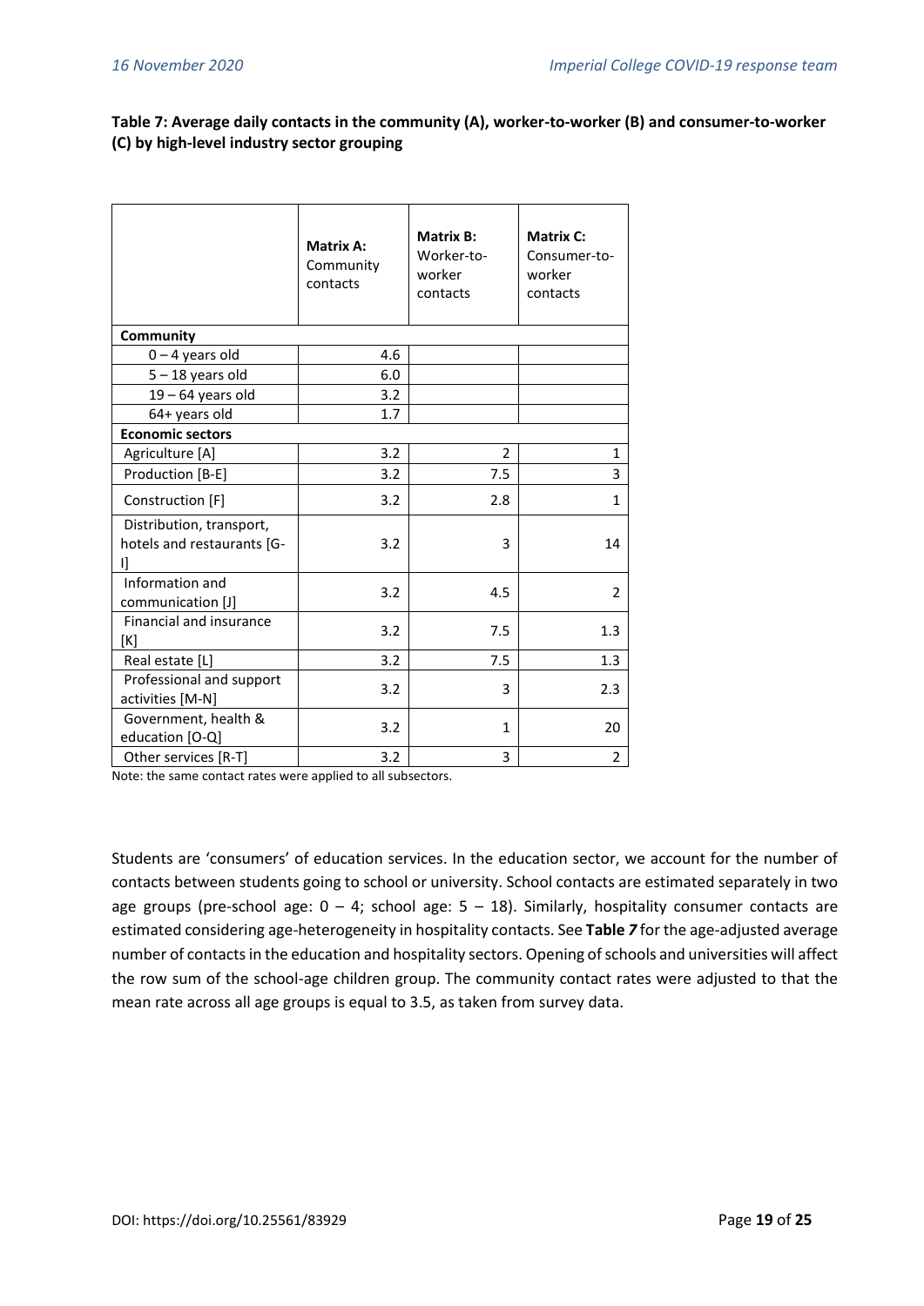**Table 7: Average daily contacts in the community (A), worker-to-worker (B) and consumer-to-worker (C) by high-level industry sector grouping**

| | Matrix A: Community contacts | Matrix B: Worker-to-worker contacts | Matrix C: Consumer-to-worker contacts |
|---|---|---|---|
| **Community** | | | |
| 0 – 4 years old | 4.6 | | |
| 5 – 18 years old | 6.0 | | |
| 19 – 64 years old | 3.2 | | |
| 64+ years old | 1.7 | | |
| **Economic sectors** | | | |
| Agriculture [A] | 3.2 | 2 | 1 |
| Production [B-E] | 3.2 | 7.5 | 3 |
| Construction [F] | 3.2 | 2.8 | 1 |
| Distribution, transport, hotels and restaurants [G-I] | 3.2 | 3 | 14 |
| Information and communication [J] | 3.2 | 4.5 | 2 |
| Financial and insurance [K] | 3.2 | 7.5 | 1.3 |
| Real estate [L] | 3.2 | 7.5 | 1.3 |
| Professional and support activities [M-N] | 3.2 | 3 | 2.3 |
| Government, health & education [O-Q] | 3.2 | 1 | 20 |
| Other services [R-T] | 3.2 | 3 | 2 |

Note: the same contact rates were applied to all subsectors.

Students are 'consumers' of education services. In the education sector, we account for the number of contacts between students going to school or university. School contacts are estimated separately in two age groups (pre-school age: 0 – 4; school age: 5 – 18). Similarly, hospitality consumer contacts are estimated considering age-heterogeneity in hospitality contacts. See **Table *7*** for the age-adjusted average number of contacts in the education and hospitality sectors. Opening of schools and universities will affect the row sum of the school-age children group. The community contact rates were adjusted to that the mean rate across all age groups is equal to 3.5, as taken from survey data.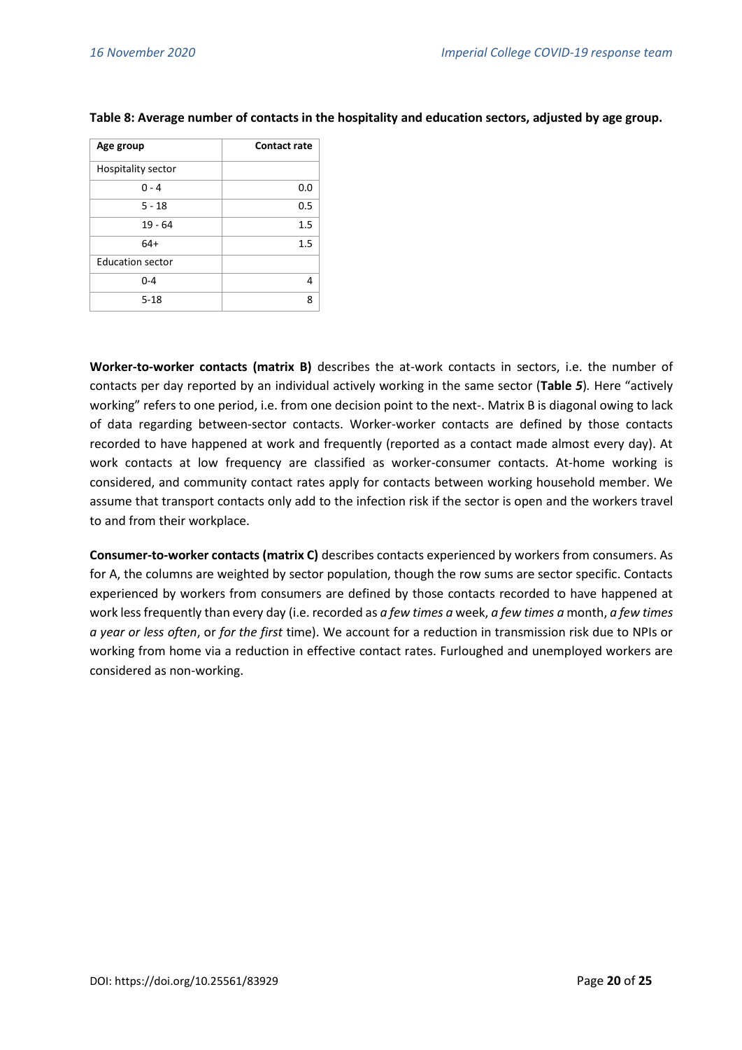**Table 8: Average number of contacts in the hospitality and education sectors, adjusted by age group.**

| Age group | Contact rate |
|---|---|
| Hospitality sector | |
| 0 - 4 | 0.0 |
| 5 - 18 | 0.5 |
| 19 - 64 | 1.5 |
| 64+ | 1.5 |
| Education sector | |
| 0-4 | 4 |
| 5-18 | 8 |

**Worker-to-worker contacts (matrix B)** describes the at-work contacts in sectors, i.e. the number of contacts per day reported by an individual actively working in the same sector (**Table 5**). Here "actively working" refers to one period, i.e. from one decision point to the next-. Matrix B is diagonal owing to lack of data regarding between-sector contacts. Worker-worker contacts are defined by those contacts recorded to have happened at work and frequently (reported as a contact made almost every day). At work contacts at low frequency are classified as worker-consumer contacts. At-home working is considered, and community contact rates apply for contacts between working household member. We assume that transport contacts only add to the infection risk if the sector is open and the workers travel to and from their workplace.

**Consumer-to-worker contacts (matrix C)** describes contacts experienced by workers from consumers. As for A, the columns are weighted by sector population, though the row sums are sector specific. Contacts experienced by workers from consumers are defined by those contacts recorded to have happened at work less frequently than every day (i.e. recorded as *a few times a* week, *a few times a* month, *a few times a year or less often*, or *for the first* time). We account for a reduction in transmission risk due to NPIs or working from home via a reduction in effective contact rates. Furloughed and unemployed workers are considered as non-working.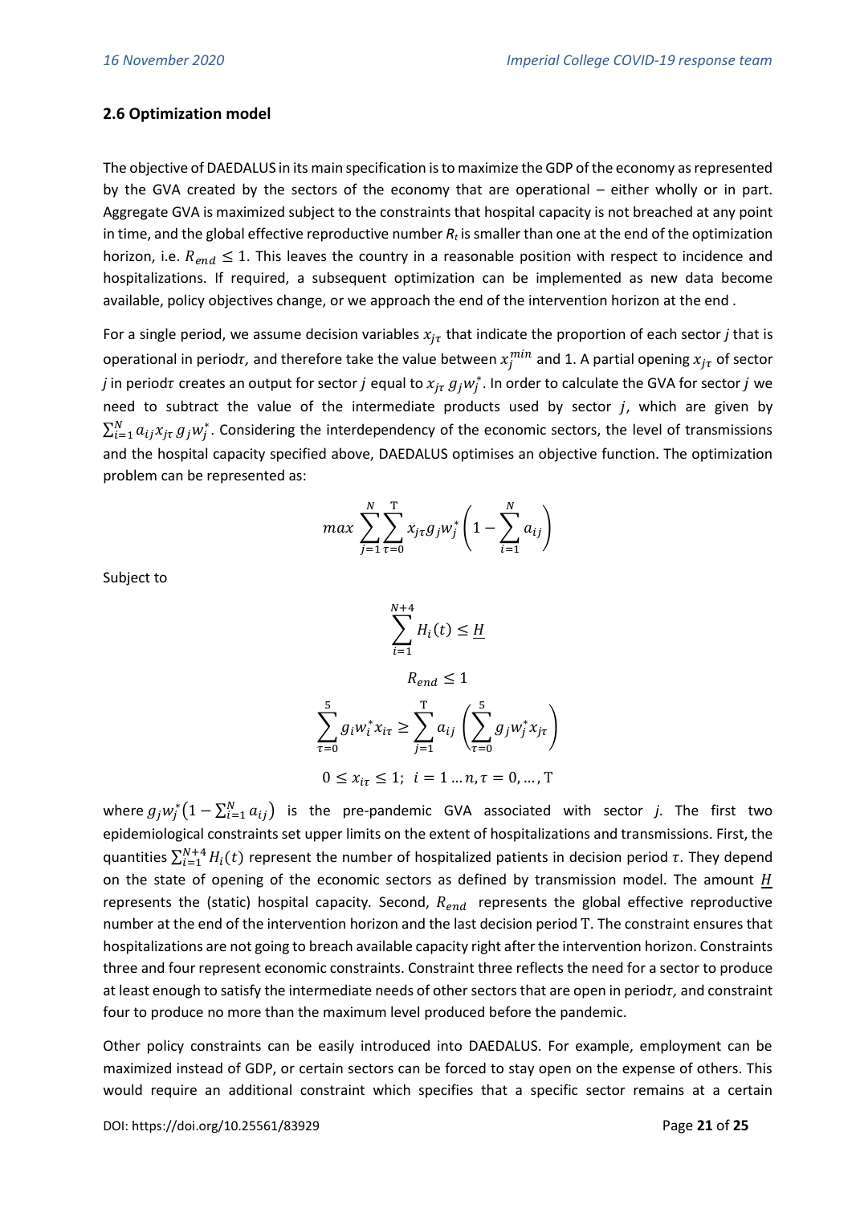### 2.6 Optimization model

The objective of DAEDALUS in its main specification is to maximize the GDP of the economy as represented by the GVA created by the sectors of the economy that are operational – either wholly or in part. Aggregate GVA is maximized subject to the constraints that hospital capacity is not breached at any point in time, and the global effective reproductive number $R_t$ is smaller than one at the end of the optimization horizon, i.e. $R_{end} \leq 1$. This leaves the country in a reasonable position with respect to incidence and hospitalizations. If required, a subsequent optimization can be implemented as new data become available, policy objectives change, or we approach the end of the intervention horizon at the end .

For a single period, we assume decision variables $x_{j\tau}$ that indicate the proportion of each sector $j$ that is operational in period$\tau$, and therefore take the value between $x_j^{min}$ and 1. A partial opening $x_{j\tau}$ of sector $j$ in period$\tau$ creates an output for sector $j$ equal to $x_{j\tau}\, g_j w_j^*$. In order to calculate the GVA for sector $j$ we need to subtract the value of the intermediate products used by sector $j$, which are given by $\sum_{i=1}^{N} a_{ij} x_{j\tau}\, g_j w_j^*$. Considering the interdependency of the economic sectors, the level of transmissions and the hospital capacity specified above, DAEDALUS optimises an objective function. The optimization problem can be represented as:

$$max \sum_{j=1}^{N} \sum_{\tau=0}^{\mathrm{T}} x_{j\tau} g_j w_j^* \left(1 - \sum_{i=1}^{N} a_{ij}\right)$$

Subject to

$$\sum_{i=1}^{N+4} H_i(t) \leq \underline{H}$$

$$R_{end} \leq 1$$

$$\sum_{\tau=0}^{5} g_i w_i^* x_{i\tau} \geq \sum_{j=1}^{\mathrm{T}} a_{ij} \left(\sum_{\tau=0}^{5} g_j w_j^* x_{j\tau}\right)$$

$$0 \leq x_{i\tau} \leq 1;\ \ i = 1 \ldots n, \tau = 0, \ldots, \mathrm{T}$$

where $g_j w_j^* \left(1 - \sum_{i=1}^{N} a_{ij}\right)$ is the pre-pandemic GVA associated with sector $j$. The first two epidemiological constraints set upper limits on the extent of hospitalizations and transmissions. First, the quantities $\sum_{i=1}^{N+4} H_i(t)$ represent the number of hospitalized patients in decision period $\tau$. They depend on the state of opening of the economic sectors as defined by transmission model. The amount $\underline{H}$ represents the (static) hospital capacity. Second, $R_{end}$ represents the global effective reproductive number at the end of the intervention horizon and the last decision period $\mathrm{T}$. The constraint ensures that hospitalizations are not going to breach available capacity right after the intervention horizon. Constraints three and four represent economic constraints. Constraint three reflects the need for a sector to produce at least enough to satisfy the intermediate needs of other sectors that are open in period$\tau$, and constraint four to produce no more than the maximum level produced before the pandemic.

Other policy constraints can be easily introduced into DAEDALUS. For example, employment can be maximized instead of GDP, or certain sectors can be forced to stay open on the expense of others. This would require an additional constraint which specifies that a specific sector remains at a certain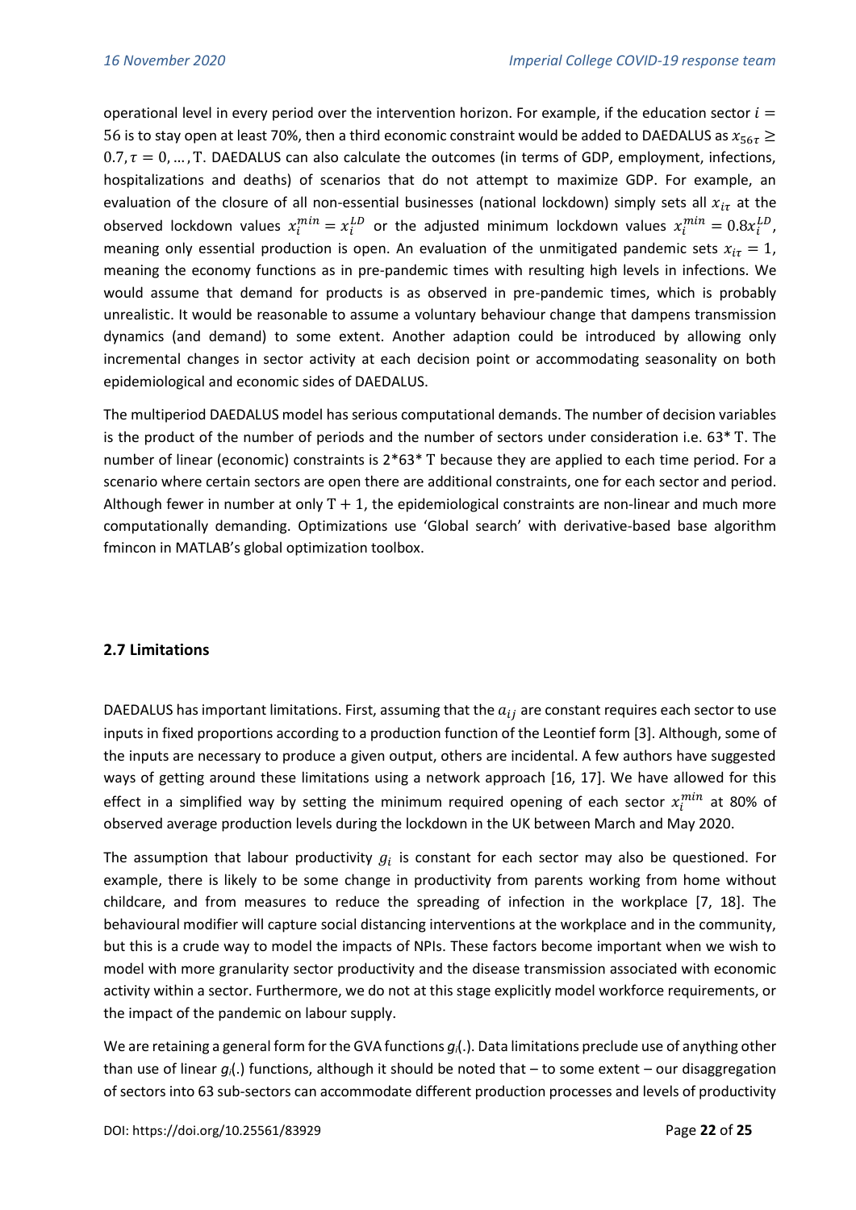operational level in every period over the intervention horizon. For example, if the education sector $i = 56$ is to stay open at least 70%, then a third economic constraint would be added to DAEDALUS as $x_{56\tau} \geq 0.7, \tau = 0, \ldots, \mathrm{T}$. DAEDALUS can also calculate the outcomes (in terms of GDP, employment, infections, hospitalizations and deaths) of scenarios that do not attempt to maximize GDP. For example, an evaluation of the closure of all non-essential businesses (national lockdown) simply sets all $x_{i\tau}$ at the observed lockdown values $x_i^{min} = x_i^{LD}$ or the adjusted minimum lockdown values $x_i^{min} = 0.8 x_i^{LD}$, meaning only essential production is open. An evaluation of the unmitigated pandemic sets $x_{i\tau} = 1$, meaning the economy functions as in pre-pandemic times with resulting high levels in infections. We would assume that demand for products is as observed in pre-pandemic times, which is probably unrealistic. It would be reasonable to assume a voluntary behaviour change that dampens transmission dynamics (and demand) to some extent. Another adaption could be introduced by allowing only incremental changes in sector activity at each decision point or accommodating seasonality on both epidemiological and economic sides of DAEDALUS.

The multiperiod DAEDALUS model has serious computational demands. The number of decision variables is the product of the number of periods and the number of sectors under consideration i.e. 63* $\mathrm{T}$. The number of linear (economic) constraints is 2*63* $\mathrm{T}$ because they are applied to each time period. For a scenario where certain sectors are open there are additional constraints, one for each sector and period. Although fewer in number at only $\mathrm{T} + 1$, the epidemiological constraints are non-linear and much more computationally demanding. Optimizations use 'Global search' with derivative-based base algorithm fmincon in MATLAB's global optimization toolbox.

## 2.7 Limitations

DAEDALUS has important limitations. First, assuming that the $a_{ij}$ are constant requires each sector to use inputs in fixed proportions according to a production function of the Leontief form [3]. Although, some of the inputs are necessary to produce a given output, others are incidental. A few authors have suggested ways of getting around these limitations using a network approach [16, 17]. We have allowed for this effect in a simplified way by setting the minimum required opening of each sector $x_i^{min}$ at 80% of observed average production levels during the lockdown in the UK between March and May 2020.

The assumption that labour productivity $g_i$ is constant for each sector may also be questioned. For example, there is likely to be some change in productivity from parents working from home without childcare, and from measures to reduce the spreading of infection in the workplace [7, 18]. The behavioural modifier will capture social distancing interventions at the workplace and in the community, but this is a crude way to model the impacts of NPIs. These factors become important when we wish to model with more granularity sector productivity and the disease transmission associated with economic activity within a sector. Furthermore, we do not at this stage explicitly model workforce requirements, or the impact of the pandemic on labour supply.

We are retaining a general form for the GVA functions $g_i(.)$. Data limitations preclude use of anything other than use of linear $g_i(.)$ functions, although it should be noted that – to some extent – our disaggregation of sectors into 63 sub-sectors can accommodate different production processes and levels of productivity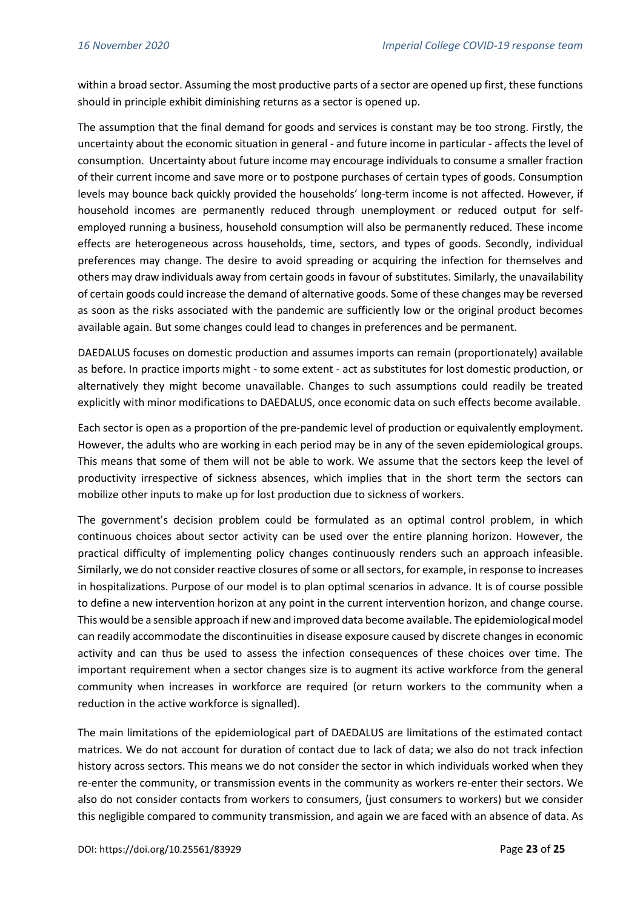within a broad sector. Assuming the most productive parts of a sector are opened up first, these functions should in principle exhibit diminishing returns as a sector is opened up.

The assumption that the final demand for goods and services is constant may be too strong. Firstly, the uncertainty about the economic situation in general - and future income in particular - affects the level of consumption. Uncertainty about future income may encourage individuals to consume a smaller fraction of their current income and save more or to postpone purchases of certain types of goods. Consumption levels may bounce back quickly provided the households' long-term income is not affected. However, if household incomes are permanently reduced through unemployment or reduced output for self-employed running a business, household consumption will also be permanently reduced. These income effects are heterogeneous across households, time, sectors, and types of goods. Secondly, individual preferences may change. The desire to avoid spreading or acquiring the infection for themselves and others may draw individuals away from certain goods in favour of substitutes. Similarly, the unavailability of certain goods could increase the demand of alternative goods. Some of these changes may be reversed as soon as the risks associated with the pandemic are sufficiently low or the original product becomes available again. But some changes could lead to changes in preferences and be permanent.

DAEDALUS focuses on domestic production and assumes imports can remain (proportionately) available as before. In practice imports might - to some extent - act as substitutes for lost domestic production, or alternatively they might become unavailable. Changes to such assumptions could readily be treated explicitly with minor modifications to DAEDALUS, once economic data on such effects become available.

Each sector is open as a proportion of the pre-pandemic level of production or equivalently employment. However, the adults who are working in each period may be in any of the seven epidemiological groups. This means that some of them will not be able to work. We assume that the sectors keep the level of productivity irrespective of sickness absences, which implies that in the short term the sectors can mobilize other inputs to make up for lost production due to sickness of workers.

The government's decision problem could be formulated as an optimal control problem, in which continuous choices about sector activity can be used over the entire planning horizon. However, the practical difficulty of implementing policy changes continuously renders such an approach infeasible. Similarly, we do not consider reactive closures of some or all sectors, for example, in response to increases in hospitalizations. Purpose of our model is to plan optimal scenarios in advance. It is of course possible to define a new intervention horizon at any point in the current intervention horizon, and change course. This would be a sensible approach if new and improved data become available. The epidemiological model can readily accommodate the discontinuities in disease exposure caused by discrete changes in economic activity and can thus be used to assess the infection consequences of these choices over time. The important requirement when a sector changes size is to augment its active workforce from the general community when increases in workforce are required (or return workers to the community when a reduction in the active workforce is signalled).

The main limitations of the epidemiological part of DAEDALUS are limitations of the estimated contact matrices. We do not account for duration of contact due to lack of data; we also do not track infection history across sectors. This means we do not consider the sector in which individuals worked when they re-enter the community, or transmission events in the community as workers re-enter their sectors. We also do not consider contacts from workers to consumers, (just consumers to workers) but we consider this negligible compared to community transmission, and again we are faced with an absence of data. As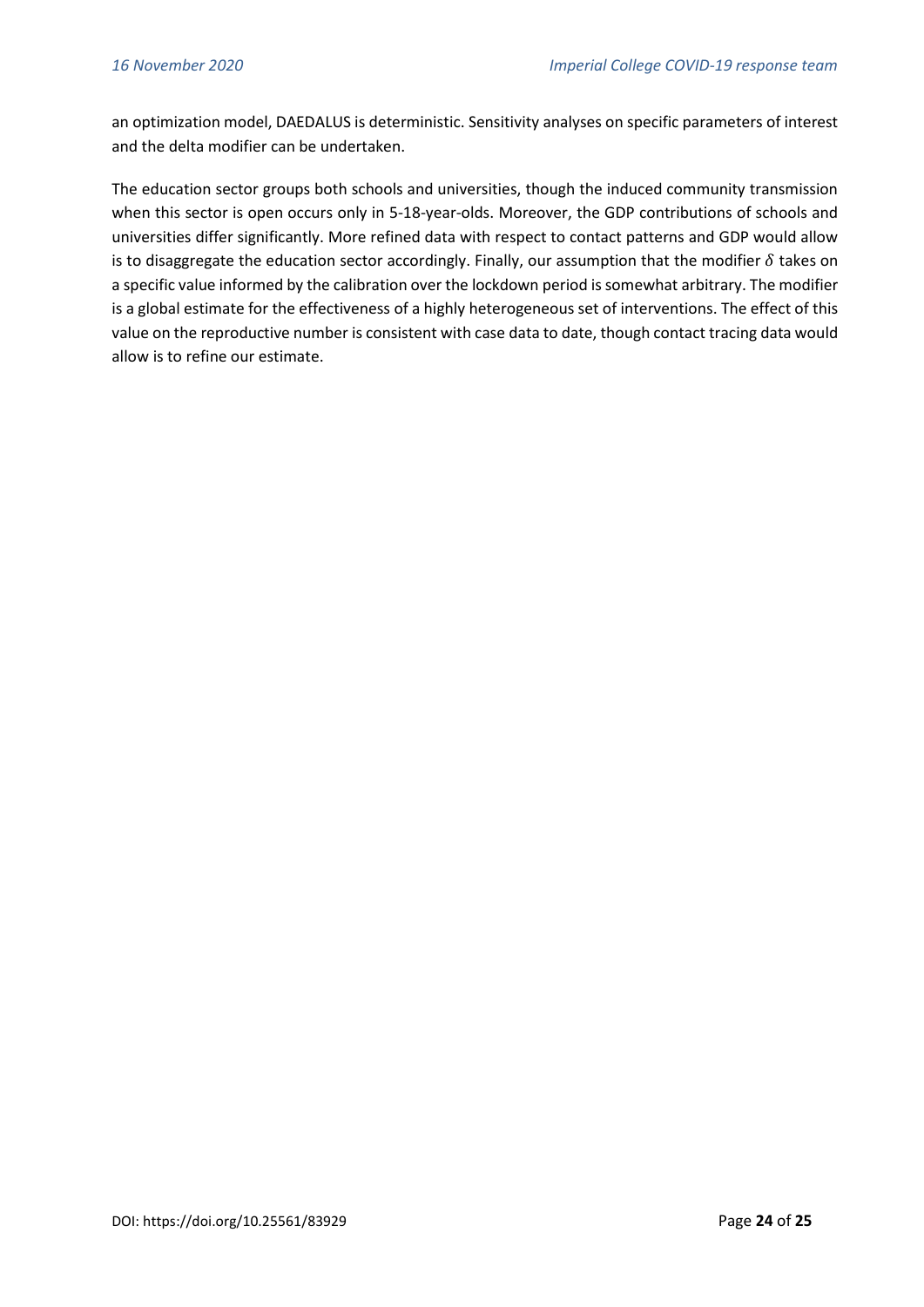an optimization model, DAEDALUS is deterministic. Sensitivity analyses on specific parameters of interest and the delta modifier can be undertaken.

The education sector groups both schools and universities, though the induced community transmission when this sector is open occurs only in 5-18-year-olds. Moreover, the GDP contributions of schools and universities differ significantly. More refined data with respect to contact patterns and GDP would allow is to disaggregate the education sector accordingly. Finally, our assumption that the modifier $\delta$ takes on a specific value informed by the calibration over the lockdown period is somewhat arbitrary. The modifier is a global estimate for the effectiveness of a highly heterogeneous set of interventions. The effect of this value on the reproductive number is consistent with case data to date, though contact tracing data would allow is to refine our estimate.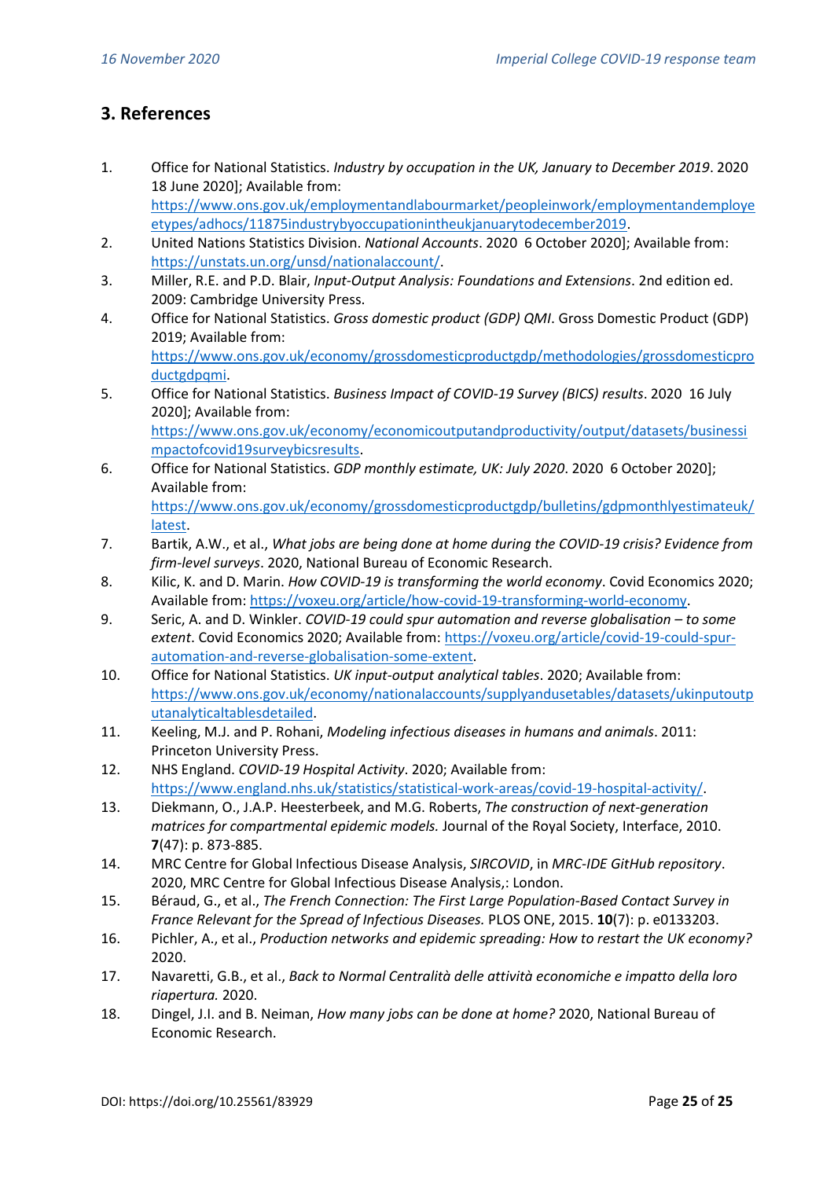## 3. References

1. Office for National Statistics. *Industry by occupation in the UK, January to December 2019*. 2020 18 June 2020]; Available from: https://www.ons.gov.uk/employmentandlabourmarket/peopleinwork/employmentandemployeetypes/adhocs/11875industrybyoccupationintheukjanuarytodecember2019.
2. United Nations Statistics Division. *National Accounts*. 2020 6 October 2020]; Available from: https://unstats.un.org/unsd/nationalaccount/.
3. Miller, R.E. and P.D. Blair, *Input-Output Analysis: Foundations and Extensions*. 2nd edition ed. 2009: Cambridge University Press.
4. Office for National Statistics. *Gross domestic product (GDP) QMI*. Gross Domestic Product (GDP) 2019; Available from: https://www.ons.gov.uk/economy/grossdomesticproductgdp/methodologies/grossdomesticproductgdpqmi.
5. Office for National Statistics. *Business Impact of COVID-19 Survey (BICS) results*. 2020 16 July 2020]; Available from: https://www.ons.gov.uk/economy/economicoutputandproductivity/output/datasets/businessimpactofcovid19surveybicsresults.
6. Office for National Statistics. *GDP monthly estimate, UK: July 2020*. 2020 6 October 2020]; Available from: https://www.ons.gov.uk/economy/grossdomesticproductgdp/bulletins/gdpmonthlyestimateuk/latest.
7. Bartik, A.W., et al., *What jobs are being done at home during the COVID-19 crisis? Evidence from firm-level surveys*. 2020, National Bureau of Economic Research.
8. Kilic, K. and D. Marin. *How COVID-19 is transforming the world economy*. Covid Economics 2020; Available from: https://voxeu.org/article/how-covid-19-transforming-world-economy.
9. Seric, A. and D. Winkler. *COVID-19 could spur automation and reverse globalisation – to some extent*. Covid Economics 2020; Available from: https://voxeu.org/article/covid-19-could-spur-automation-and-reverse-globalisation-some-extent.
10. Office for National Statistics. *UK input-output analytical tables*. 2020; Available from: https://www.ons.gov.uk/economy/nationalaccounts/supplyandusetables/datasets/ukinputoutputanalyticaltablesdetailed.
11. Keeling, M.J. and P. Rohani, *Modeling infectious diseases in humans and animals*. 2011: Princeton University Press.
12. NHS England. *COVID-19 Hospital Activity*. 2020; Available from: https://www.england.nhs.uk/statistics/statistical-work-areas/covid-19-hospital-activity/.
13. Diekmann, O., J.A.P. Heesterbeek, and M.G. Roberts, *The construction of next-generation matrices for compartmental epidemic models.* Journal of the Royal Society, Interface, 2010. **7**(47): p. 873-885.
14. MRC Centre for Global Infectious Disease Analysis, *SIRCOVID*, in *MRC-IDE GitHub repository*. 2020, MRC Centre for Global Infectious Disease Analysis,: London.
15. Béraud, G., et al., *The French Connection: The First Large Population-Based Contact Survey in France Relevant for the Spread of Infectious Diseases.* PLOS ONE, 2015. **10**(7): p. e0133203.
16. Pichler, A., et al., *Production networks and epidemic spreading: How to restart the UK economy?* 2020.
17. Navaretti, G.B., et al., *Back to Normal Centralità delle attività economiche e impatto della loro riapertura.* 2020.
18. Dingel, J.I. and B. Neiman, *How many jobs can be done at home?* 2020, National Bureau of Economic Research.

DOI: https://doi.org/10.25561/83929